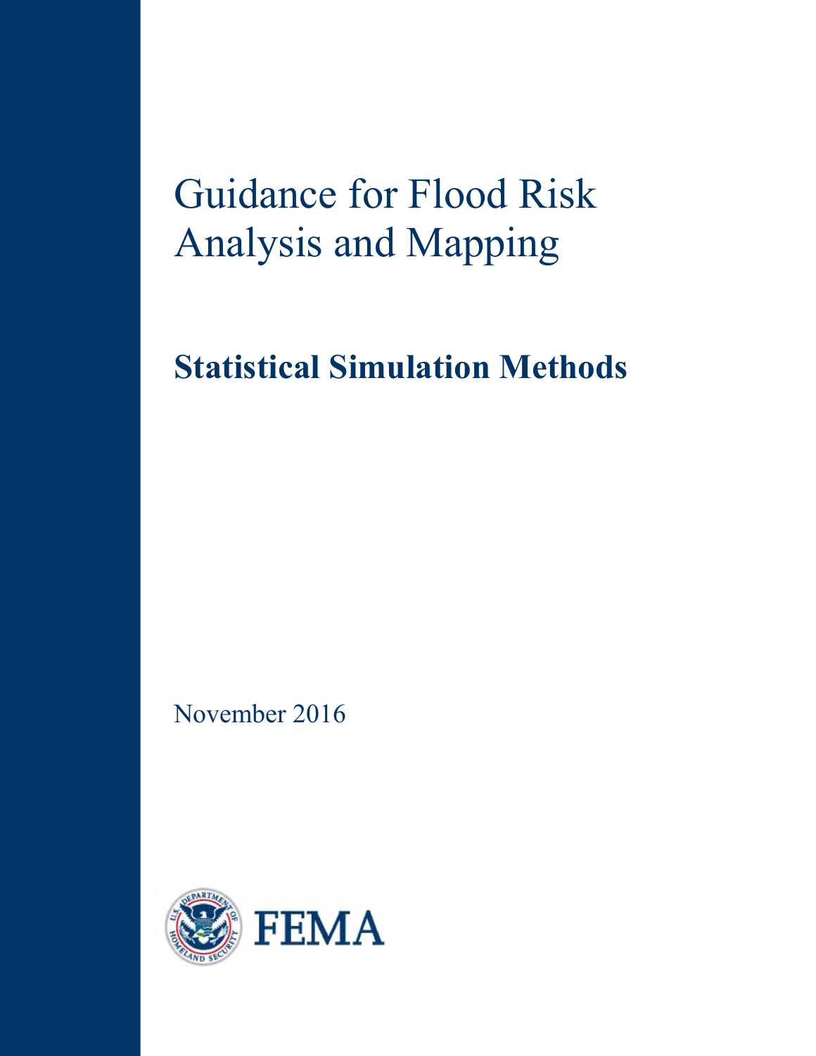# Guidance for Flood Risk Analysis and Mapping

## Statistical Simulation Methods

November 2016

FEMA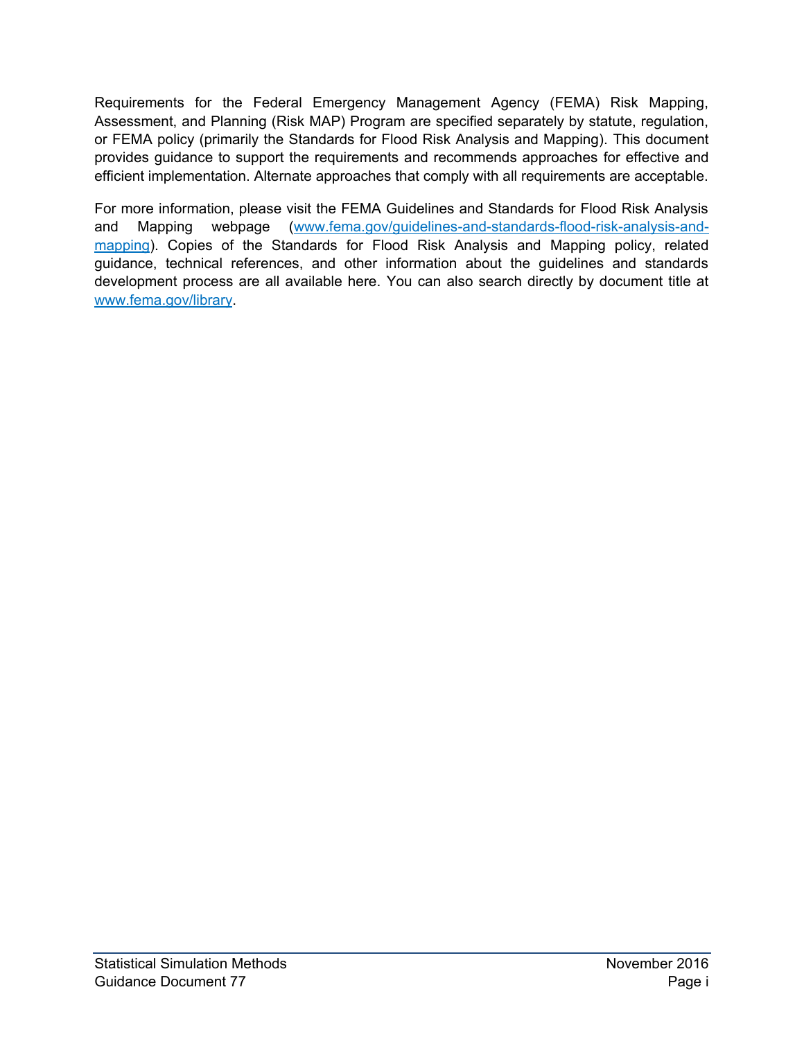Requirements for the Federal Emergency Management Agency (FEMA) Risk Mapping, Assessment, and Planning (Risk MAP) Program are specified separately by statute, regulation, or FEMA policy (primarily the Standards for Flood Risk Analysis and Mapping). This document provides guidance to support the requirements and recommends approaches for effective and efficient implementation. Alternate approaches that comply with all requirements are acceptable.

For more information, please visit the FEMA Guidelines and Standards for Flood Risk Analysis and Mapping webpage ([www.fema.gov/guidelines-and-standards-flood-risk-analysis-and-mapping](www.fema.gov/guidelines-and-standards-flood-risk-analysis-and-mapping)). Copies of the Standards for Flood Risk Analysis and Mapping policy, related guidance, technical references, and other information about the guidelines and standards development process are all available here. You can also search directly by document title at [www.fema.gov/library](www.fema.gov/library).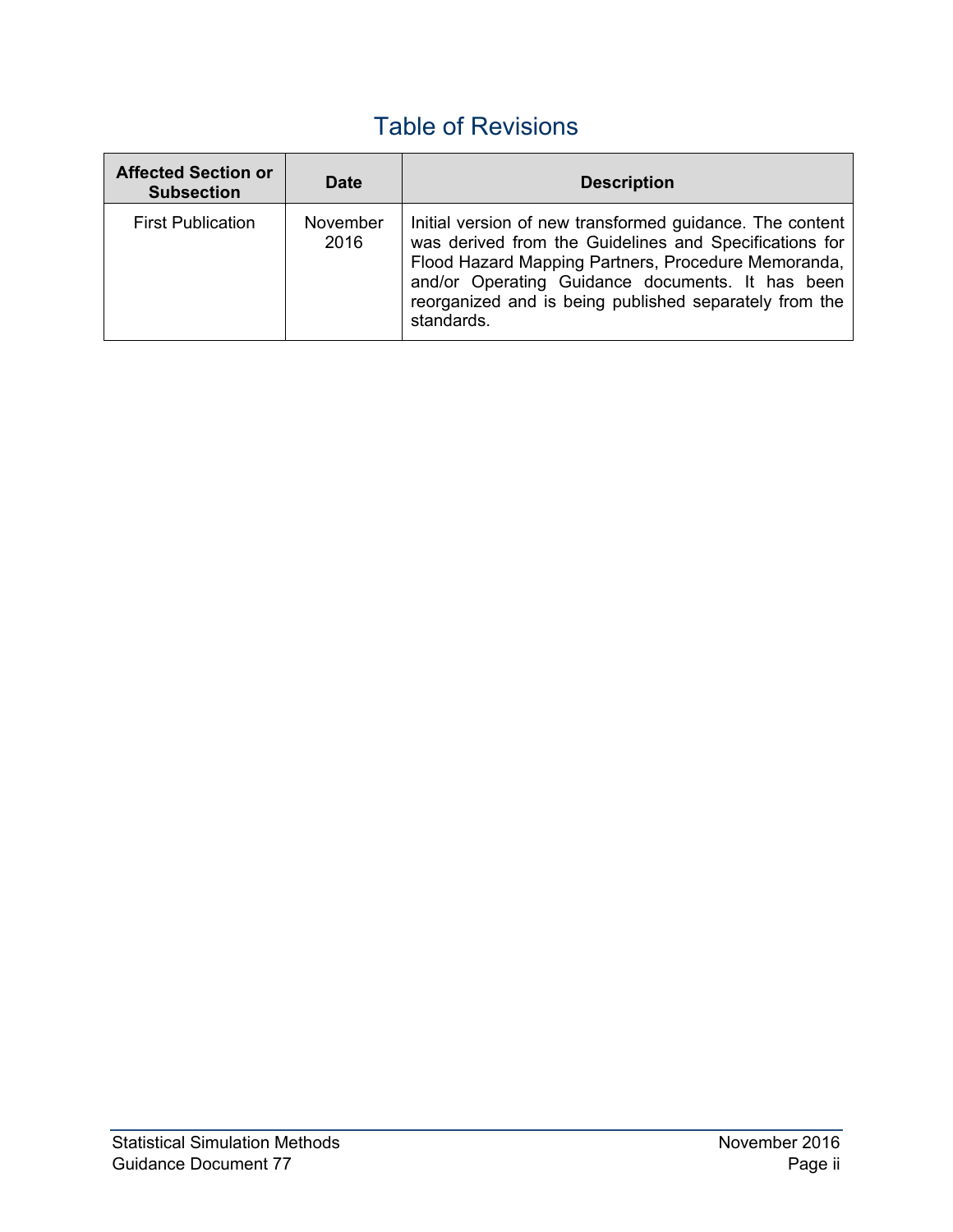# Table of Revisions

| Affected Section or Subsection | Date | Description |
| --- | --- | --- |
| First Publication | November 2016 | Initial version of new transformed guidance. The content was derived from the Guidelines and Specifications for Flood Hazard Mapping Partners, Procedure Memoranda, and/or Operating Guidance documents. It has been reorganized and is being published separately from the standards. |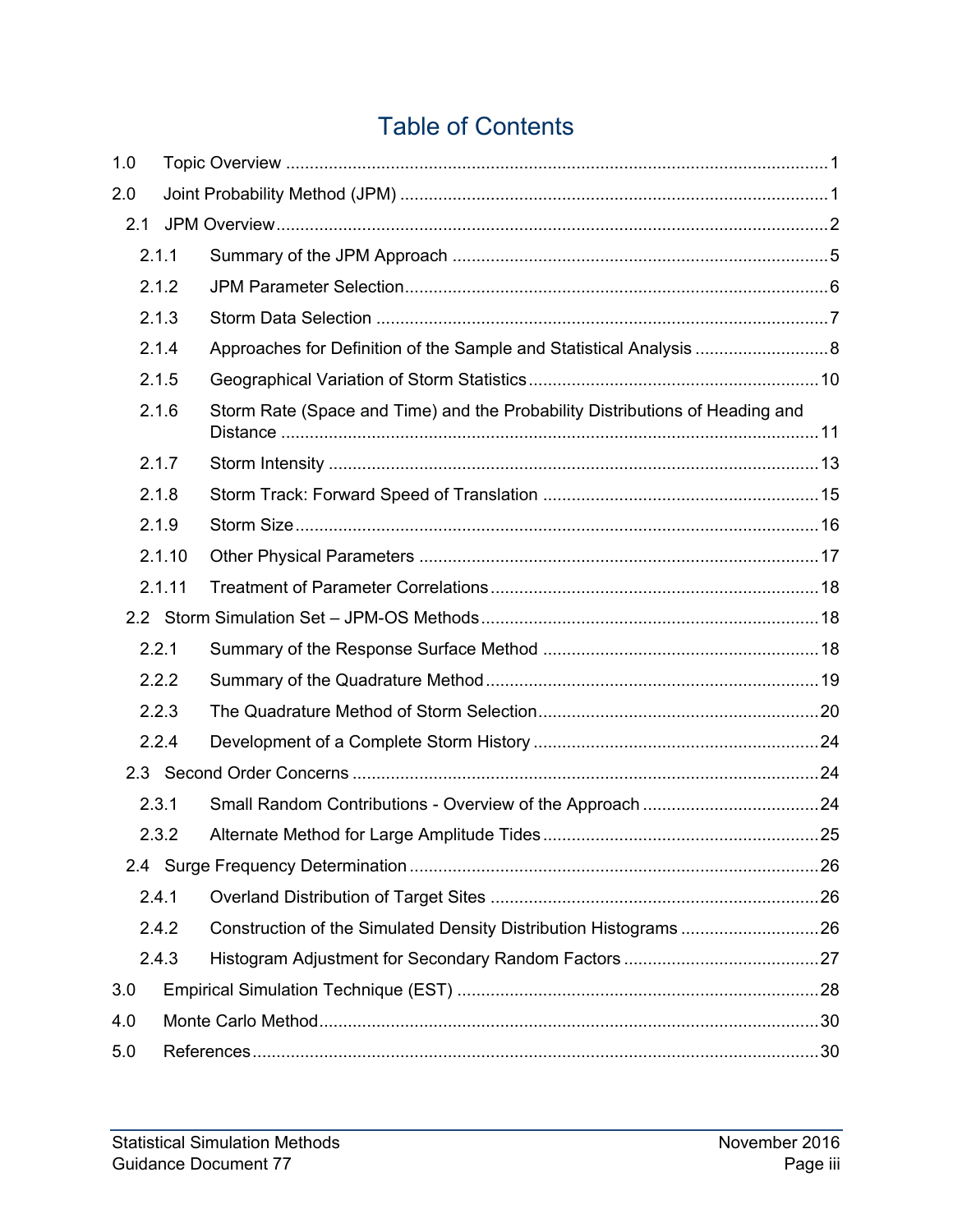# Table of Contents

- 1.0 Topic Overview ..... 1
- 2.0 Joint Probability Method (JPM) ..... 1
  - 2.1 JPM Overview ..... 2
    - 2.1.1 Summary of the JPM Approach ..... 5
    - 2.1.2 JPM Parameter Selection ..... 6
    - 2.1.3 Storm Data Selection ..... 7
    - 2.1.4 Approaches for Definition of the Sample and Statistical Analysis ..... 8
    - 2.1.5 Geographical Variation of Storm Statistics ..... 10
    - 2.1.6 Storm Rate (Space and Time) and the Probability Distributions of Heading and Distance ..... 11
    - 2.1.7 Storm Intensity ..... 13
    - 2.1.8 Storm Track: Forward Speed of Translation ..... 15
    - 2.1.9 Storm Size ..... 16
    - 2.1.10 Other Physical Parameters ..... 17
    - 2.1.11 Treatment of Parameter Correlations ..... 18
  - 2.2 Storm Simulation Set – JPM-OS Methods ..... 18
    - 2.2.1 Summary of the Response Surface Method ..... 18
    - 2.2.2 Summary of the Quadrature Method ..... 19
    - 2.2.3 The Quadrature Method of Storm Selection ..... 20
    - 2.2.4 Development of a Complete Storm History ..... 24
  - 2.3 Second Order Concerns ..... 24
    - 2.3.1 Small Random Contributions - Overview of the Approach ..... 24
    - 2.3.2 Alternate Method for Large Amplitude Tides ..... 25
  - 2.4 Surge Frequency Determination ..... 26
    - 2.4.1 Overland Distribution of Target Sites ..... 26
    - 2.4.2 Construction of the Simulated Density Distribution Histograms ..... 26
    - 2.4.3 Histogram Adjustment for Secondary Random Factors ..... 27
- 3.0 Empirical Simulation Technique (EST) ..... 28
- 4.0 Monte Carlo Method ..... 30
- 5.0 References ..... 30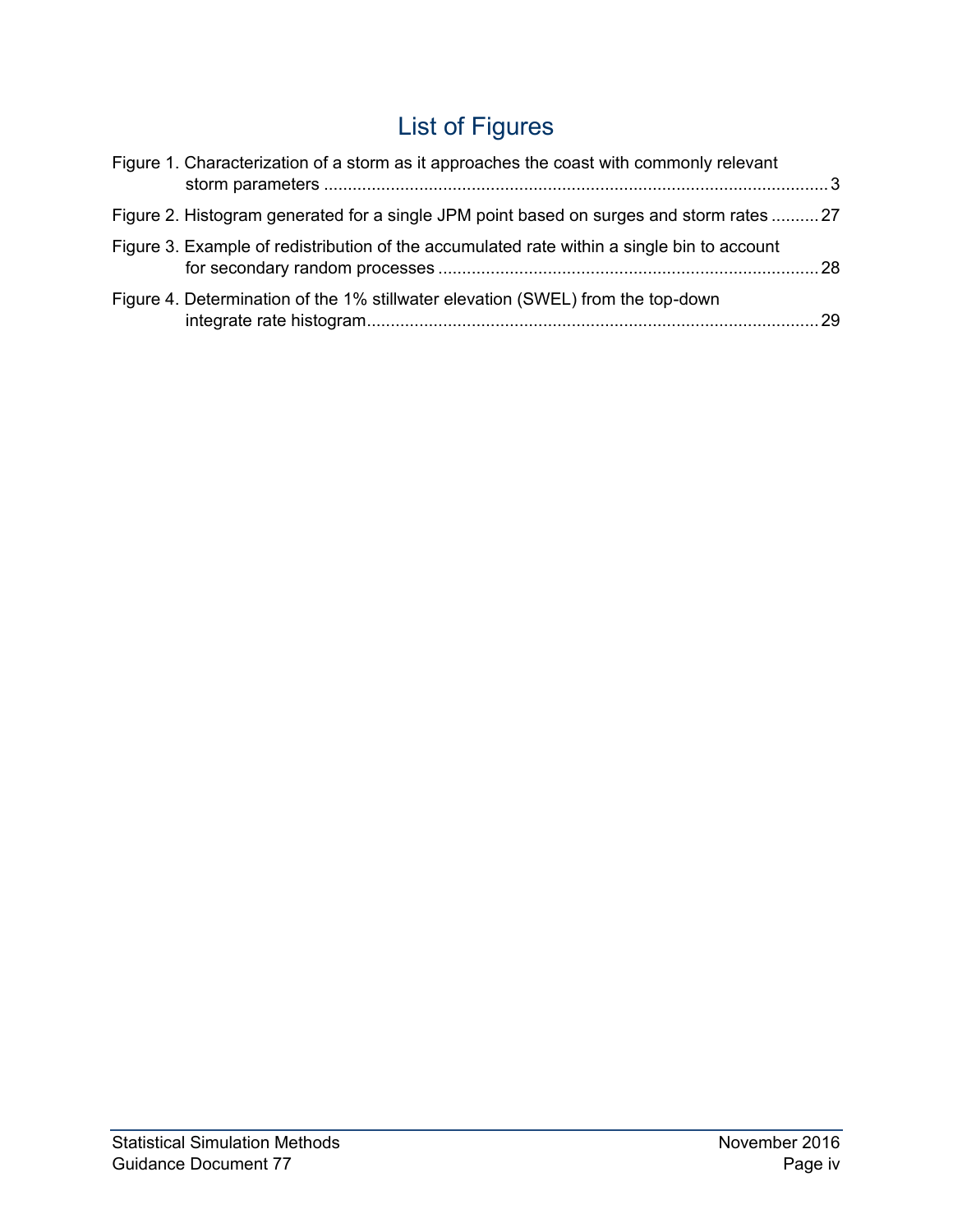# List of Figures

Figure 1. Characterization of a storm as it approaches the coast with commonly relevant storm parameters ........................................................................................................ 3

Figure 2. Histogram generated for a single JPM point based on surges and storm rates .......... 27

Figure 3. Example of redistribution of the accumulated rate within a single bin to account for secondary random processes ............................................................................... 28

Figure 4. Determination of the 1% stillwater elevation (SWEL) from the top-down integrate rate histogram.............................................................................................. 29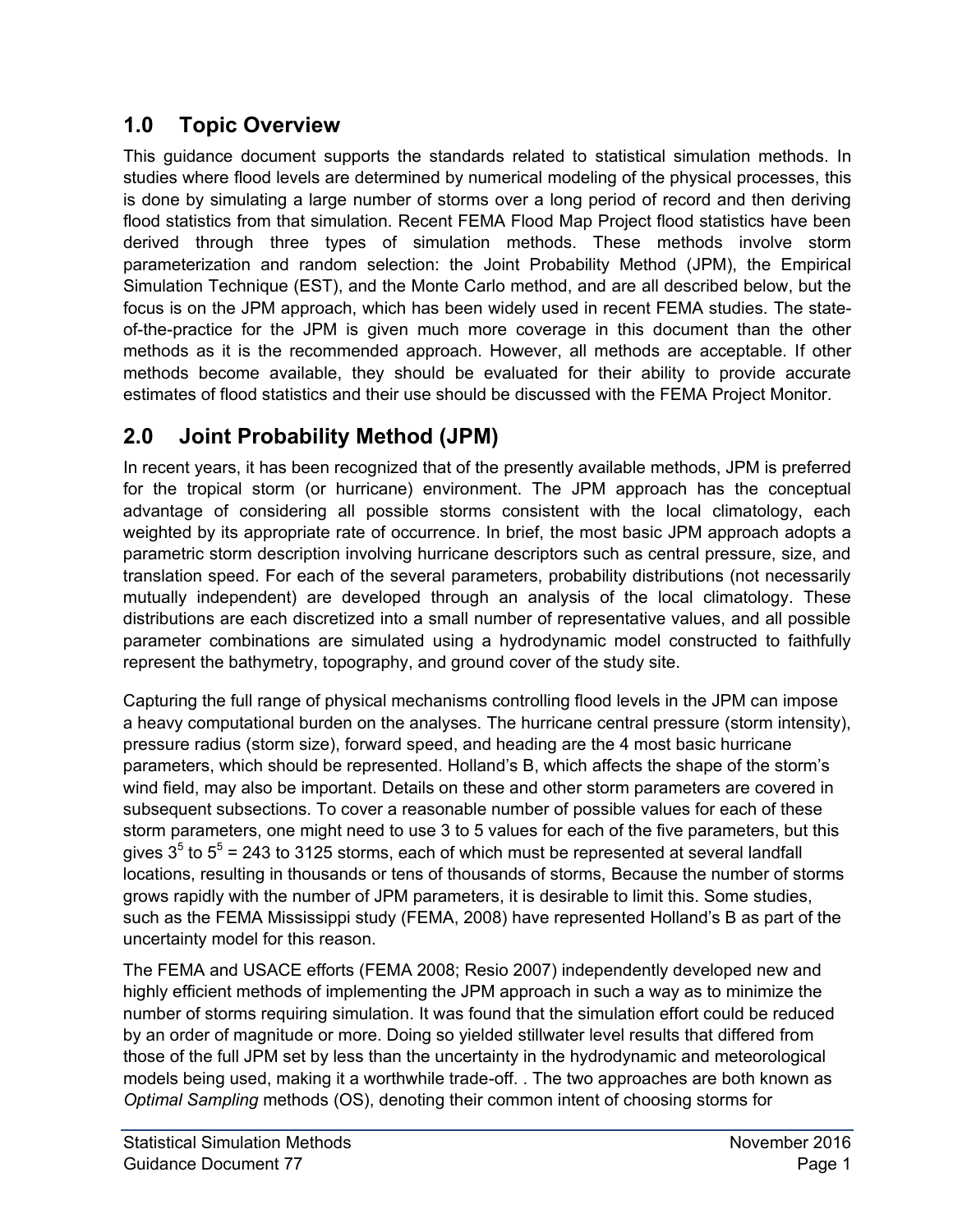## 1.0 Topic Overview

This guidance document supports the standards related to statistical simulation methods. In studies where flood levels are determined by numerical modeling of the physical processes, this is done by simulating a large number of storms over a long period of record and then deriving flood statistics from that simulation. Recent FEMA Flood Map Project flood statistics have been derived through three types of simulation methods. These methods involve storm parameterization and random selection: the Joint Probability Method (JPM), the Empirical Simulation Technique (EST), and the Monte Carlo method, and are all described below, but the focus is on the JPM approach, which has been widely used in recent FEMA studies. The state-of-the-practice for the JPM is given much more coverage in this document than the other methods as it is the recommended approach. However, all methods are acceptable. If other methods become available, they should be evaluated for their ability to provide accurate estimates of flood statistics and their use should be discussed with the FEMA Project Monitor.

## 2.0 Joint Probability Method (JPM)

In recent years, it has been recognized that of the presently available methods, JPM is preferred for the tropical storm (or hurricane) environment. The JPM approach has the conceptual advantage of considering all possible storms consistent with the local climatology, each weighted by its appropriate rate of occurrence. In brief, the most basic JPM approach adopts a parametric storm description involving hurricane descriptors such as central pressure, size, and translation speed. For each of the several parameters, probability distributions (not necessarily mutually independent) are developed through an analysis of the local climatology. These distributions are each discretized into a small number of representative values, and all possible parameter combinations are simulated using a hydrodynamic model constructed to faithfully represent the bathymetry, topography, and ground cover of the study site.

Capturing the full range of physical mechanisms controlling flood levels in the JPM can impose a heavy computational burden on the analyses. The hurricane central pressure (storm intensity), pressure radius (storm size), forward speed, and heading are the 4 most basic hurricane parameters, which should be represented. Holland's B, which affects the shape of the storm's wind field, may also be important. Details on these and other storm parameters are covered in subsequent subsections. To cover a reasonable number of possible values for each of these storm parameters, one might need to use 3 to 5 values for each of the five parameters, but this gives $3^5$ to $5^5$ = 243 to 3125 storms, each of which must be represented at several landfall locations, resulting in thousands or tens of thousands of storms, Because the number of storms grows rapidly with the number of JPM parameters, it is desirable to limit this. Some studies, such as the FEMA Mississippi study (FEMA, 2008) have represented Holland's B as part of the uncertainty model for this reason.

The FEMA and USACE efforts (FEMA 2008; Resio 2007) independently developed new and highly efficient methods of implementing the JPM approach in such a way as to minimize the number of storms requiring simulation. It was found that the simulation effort could be reduced by an order of magnitude or more. Doing so yielded stillwater level results that differed from those of the full JPM set by less than the uncertainty in the hydrodynamic and meteorological models being used, making it a worthwhile trade-off. . The two approaches are both known as *Optimal Sampling* methods (OS), denoting their common intent of choosing storms for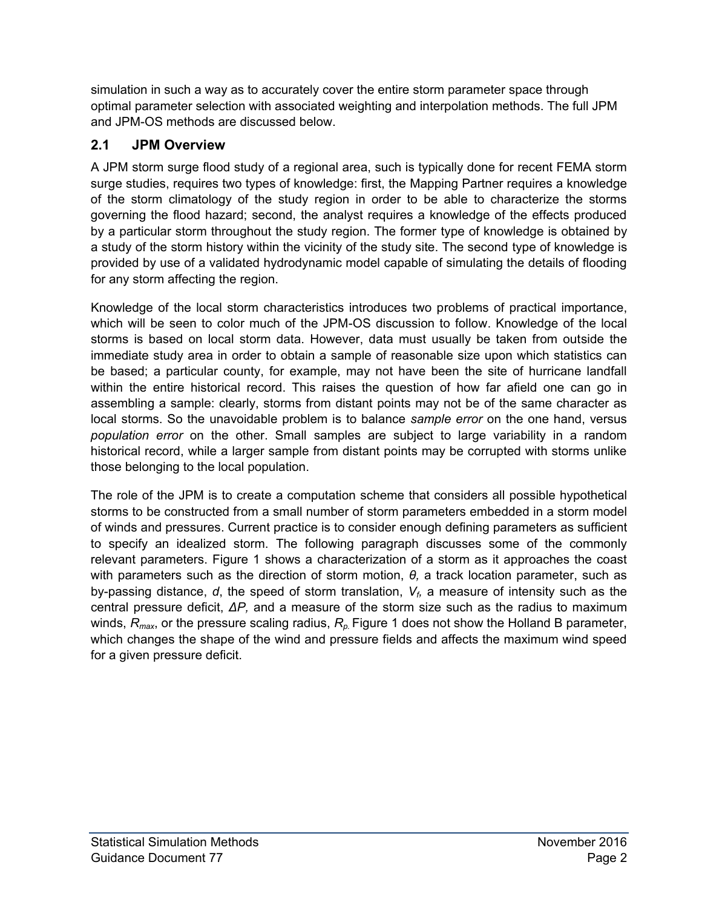simulation in such a way as to accurately cover the entire storm parameter space through optimal parameter selection with associated weighting and interpolation methods. The full JPM and JPM-OS methods are discussed below.

## 2.1 JPM Overview

A JPM storm surge flood study of a regional area, such is typically done for recent FEMA storm surge studies, requires two types of knowledge: first, the Mapping Partner requires a knowledge of the storm climatology of the study region in order to be able to characterize the storms governing the flood hazard; second, the analyst requires a knowledge of the effects produced by a particular storm throughout the study region. The former type of knowledge is obtained by a study of the storm history within the vicinity of the study site. The second type of knowledge is provided by use of a validated hydrodynamic model capable of simulating the details of flooding for any storm affecting the region.

Knowledge of the local storm characteristics introduces two problems of practical importance, which will be seen to color much of the JPM-OS discussion to follow. Knowledge of the local storms is based on local storm data. However, data must usually be taken from outside the immediate study area in order to obtain a sample of reasonable size upon which statistics can be based; a particular county, for example, may not have been the site of hurricane landfall within the entire historical record. This raises the question of how far afield one can go in assembling a sample: clearly, storms from distant points may not be of the same character as local storms. So the unavoidable problem is to balance *sample error* on the one hand, versus *population error* on the other. Small samples are subject to large variability in a random historical record, while a larger sample from distant points may be corrupted with storms unlike those belonging to the local population.

The role of the JPM is to create a computation scheme that considers all possible hypothetical storms to be constructed from a small number of storm parameters embedded in a storm model of winds and pressures. Current practice is to consider enough defining parameters as sufficient to specify an idealized storm. The following paragraph discusses some of the commonly relevant parameters. Figure 1 shows a characterization of a storm as it approaches the coast with parameters such as the direction of storm motion, $\theta$, a track location parameter, such as by-passing distance, $d$, the speed of storm translation, $V_f$, a measure of intensity such as the central pressure deficit, $\Delta P$, and a measure of the storm size such as the radius to maximum winds, $R_{max}$, or the pressure scaling radius, $R_p$. Figure 1 does not show the Holland B parameter, which changes the shape of the wind and pressure fields and affects the maximum wind speed for a given pressure deficit.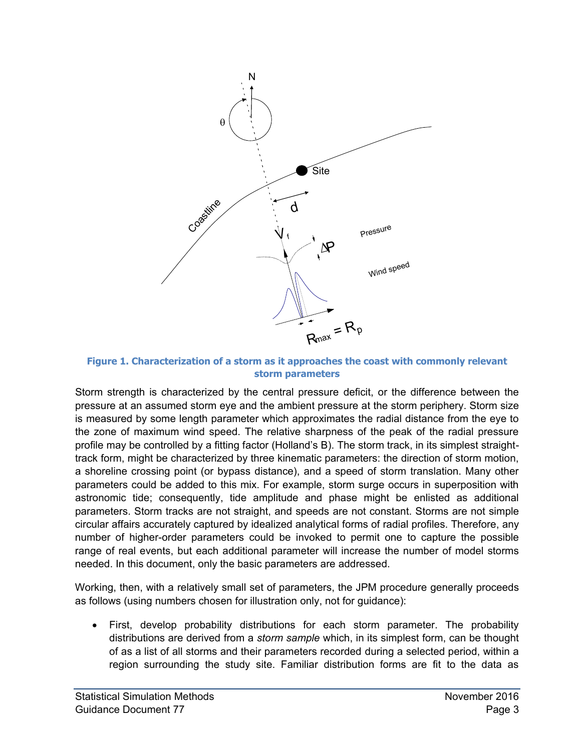**Figure 1. Characterization of a storm as it approaches the coast with commonly relevant storm parameters**

Storm strength is characterized by the central pressure deficit, or the difference between the pressure at an assumed storm eye and the ambient pressure at the storm periphery. Storm size is measured by some length parameter which approximates the radial distance from the eye to the zone of maximum wind speed. The relative sharpness of the peak of the radial pressure profile may be controlled by a fitting factor (Holland's B). The storm track, in its simplest straight-track form, might be characterized by three kinematic parameters: the direction of storm motion, a shoreline crossing point (or bypass distance), and a speed of storm translation. Many other parameters could be added to this mix. For example, storm surge occurs in superposition with astronomic tide; consequently, tide amplitude and phase might be enlisted as additional parameters. Storm tracks are not straight, and speeds are not constant. Storms are not simple circular affairs accurately captured by idealized analytical forms of radial profiles. Therefore, any number of higher-order parameters could be invoked to permit one to capture the possible range of real events, but each additional parameter will increase the number of model storms needed. In this document, only the basic parameters are addressed.

Working, then, with a relatively small set of parameters, the JPM procedure generally proceeds as follows (using numbers chosen for illustration only, not for guidance):

- First, develop probability distributions for each storm parameter. The probability distributions are derived from a *storm sample* which, in its simplest form, can be thought of as a list of all storms and their parameters recorded during a selected period, within a region surrounding the study site. Familiar distribution forms are fit to the data as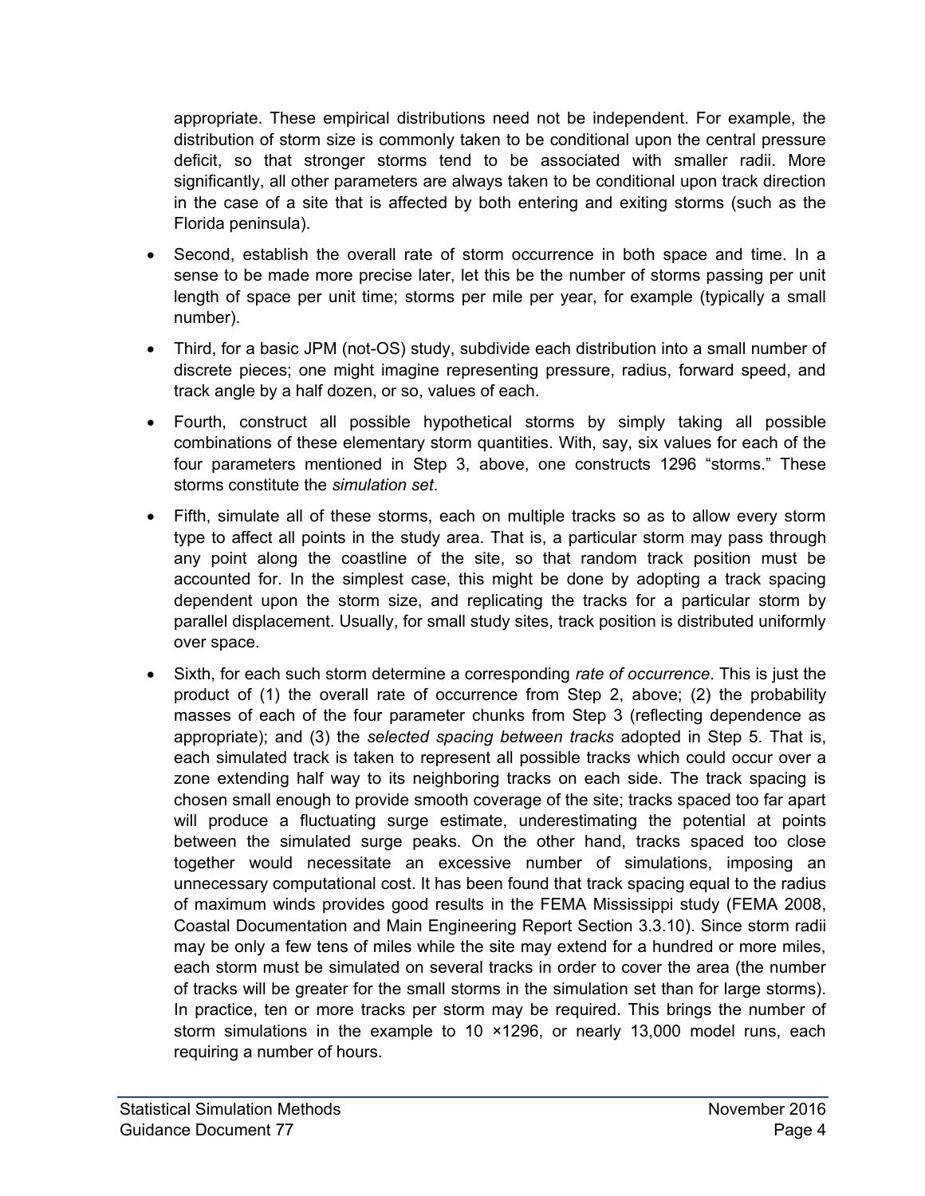appropriate. These empirical distributions need not be independent. For example, the distribution of storm size is commonly taken to be conditional upon the central pressure deficit, so that stronger storms tend to be associated with smaller radii. More significantly, all other parameters are always taken to be conditional upon track direction in the case of a site that is affected by both entering and exiting storms (such as the Florida peninsula).

- Second, establish the overall rate of storm occurrence in both space and time. In a sense to be made more precise later, let this be the number of storms passing per unit length of space per unit time; storms per mile per year, for example (typically a small number).
- Third, for a basic JPM (not-OS) study, subdivide each distribution into a small number of discrete pieces; one might imagine representing pressure, radius, forward speed, and track angle by a half dozen, or so, values of each.
- Fourth, construct all possible hypothetical storms by simply taking all possible combinations of these elementary storm quantities. With, say, six values for each of the four parameters mentioned in Step 3, above, one constructs 1296 "storms." These storms constitute the *simulation set*.
- Fifth, simulate all of these storms, each on multiple tracks so as to allow every storm type to affect all points in the study area. That is, a particular storm may pass through any point along the coastline of the site, so that random track position must be accounted for. In the simplest case, this might be done by adopting a track spacing dependent upon the storm size, and replicating the tracks for a particular storm by parallel displacement. Usually, for small study sites, track position is distributed uniformly over space.
- Sixth, for each such storm determine a corresponding *rate of occurrence*. This is just the product of (1) the overall rate of occurrence from Step 2, above; (2) the probability masses of each of the four parameter chunks from Step 3 (reflecting dependence as appropriate); and (3) the *selected spacing between tracks* adopted in Step 5. That is, each simulated track is taken to represent all possible tracks which could occur over a zone extending half way to its neighboring tracks on each side. The track spacing is chosen small enough to provide smooth coverage of the site; tracks spaced too far apart will produce a fluctuating surge estimate, underestimating the potential at points between the simulated surge peaks. On the other hand, tracks spaced too close together would necessitate an excessive number of simulations, imposing an unnecessary computational cost. It has been found that track spacing equal to the radius of maximum winds provides good results in the FEMA Mississippi study (FEMA 2008, Coastal Documentation and Main Engineering Report Section 3.3.10). Since storm radii may be only a few tens of miles while the site may extend for a hundred or more miles, each storm must be simulated on several tracks in order to cover the area (the number of tracks will be greater for the small storms in the simulation set than for large storms). In practice, ten or more tracks per storm may be required. This brings the number of storm simulations in the example to 10 ×1296, or nearly 13,000 model runs, each requiring a number of hours.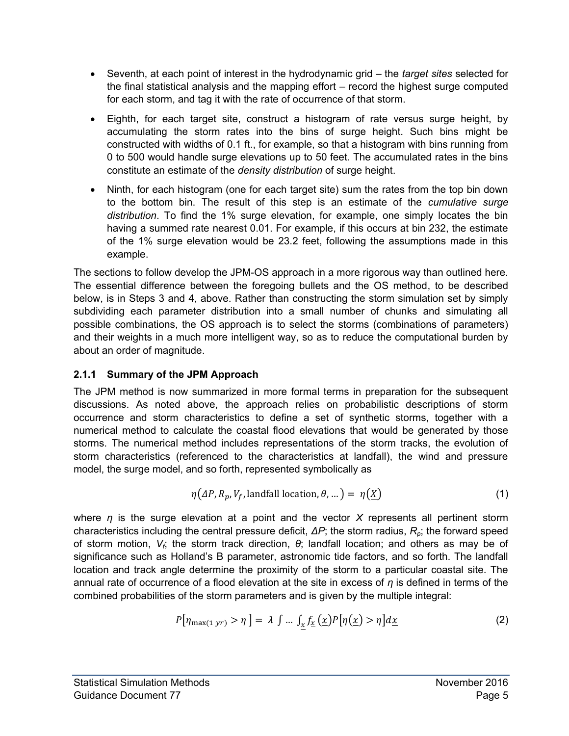- Seventh, at each point of interest in the hydrodynamic grid – the *target sites* selected for the final statistical analysis and the mapping effort – record the highest surge computed for each storm, and tag it with the rate of occurrence of that storm.
- Eighth, for each target site, construct a histogram of rate versus surge height, by accumulating the storm rates into the bins of surge height. Such bins might be constructed with widths of 0.1 ft., for example, so that a histogram with bins running from 0 to 500 would handle surge elevations up to 50 feet. The accumulated rates in the bins constitute an estimate of the *density distribution* of surge height.
- Ninth, for each histogram (one for each target site) sum the rates from the top bin down to the bottom bin. The result of this step is an estimate of the *cumulative surge distribution*. To find the 1% surge elevation, for example, one simply locates the bin having a summed rate nearest 0.01. For example, if this occurs at bin 232, the estimate of the 1% surge elevation would be 23.2 feet, following the assumptions made in this example.

The sections to follow develop the JPM-OS approach in a more rigorous way than outlined here. The essential difference between the foregoing bullets and the OS method, to be described below, is in Steps 3 and 4, above. Rather than constructing the storm simulation set by simply subdividing each parameter distribution into a small number of chunks and simulating all possible combinations, the OS approach is to select the storms (combinations of parameters) and their weights in a much more intelligent way, so as to reduce the computational burden by about an order of magnitude.

### 2.1.1 Summary of the JPM Approach

The JPM method is now summarized in more formal terms in preparation for the subsequent discussions. As noted above, the approach relies on probabilistic descriptions of storm occurrence and storm characteristics to define a set of synthetic storms, together with a numerical method to calculate the coastal flood elevations that would be generated by those storms. The numerical method includes representations of the storm tracks, the evolution of storm characteristics (referenced to the characteristics at landfall), the wind and pressure model, the surge model, and so forth, represented symbolically as

$$\eta\left(\Delta P, R_p, V_f, \text{landfall location}, \theta, \ldots\right) = \eta\left(\underline{X}\right) \tag{1}$$

where $\eta$ is the surge elevation at a point and the vector $X$ represents all pertinent storm characteristics including the central pressure deficit, $\Delta P$; the storm radius, $R_p$; the forward speed of storm motion, $V_f$; the storm track direction, $\theta$; landfall location; and others as may be of significance such as Holland's B parameter, astronomic tide factors, and so forth. The landfall location and track angle determine the proximity of the storm to a particular coastal site. The annual rate of occurrence of a flood elevation at the site in excess of $\eta$ is defined in terms of the combined probabilities of the storm parameters and is given by the multiple integral:

$$P\left[\eta_{\max(1\ yr)} > \eta\right] = \lambda \int \ldots \int_{\underline{x}} f_{\underline{x}}\left(\underline{x}\right) P\left[\eta\left(\underline{x}\right) > \eta\right] d\underline{x} \tag{2}$$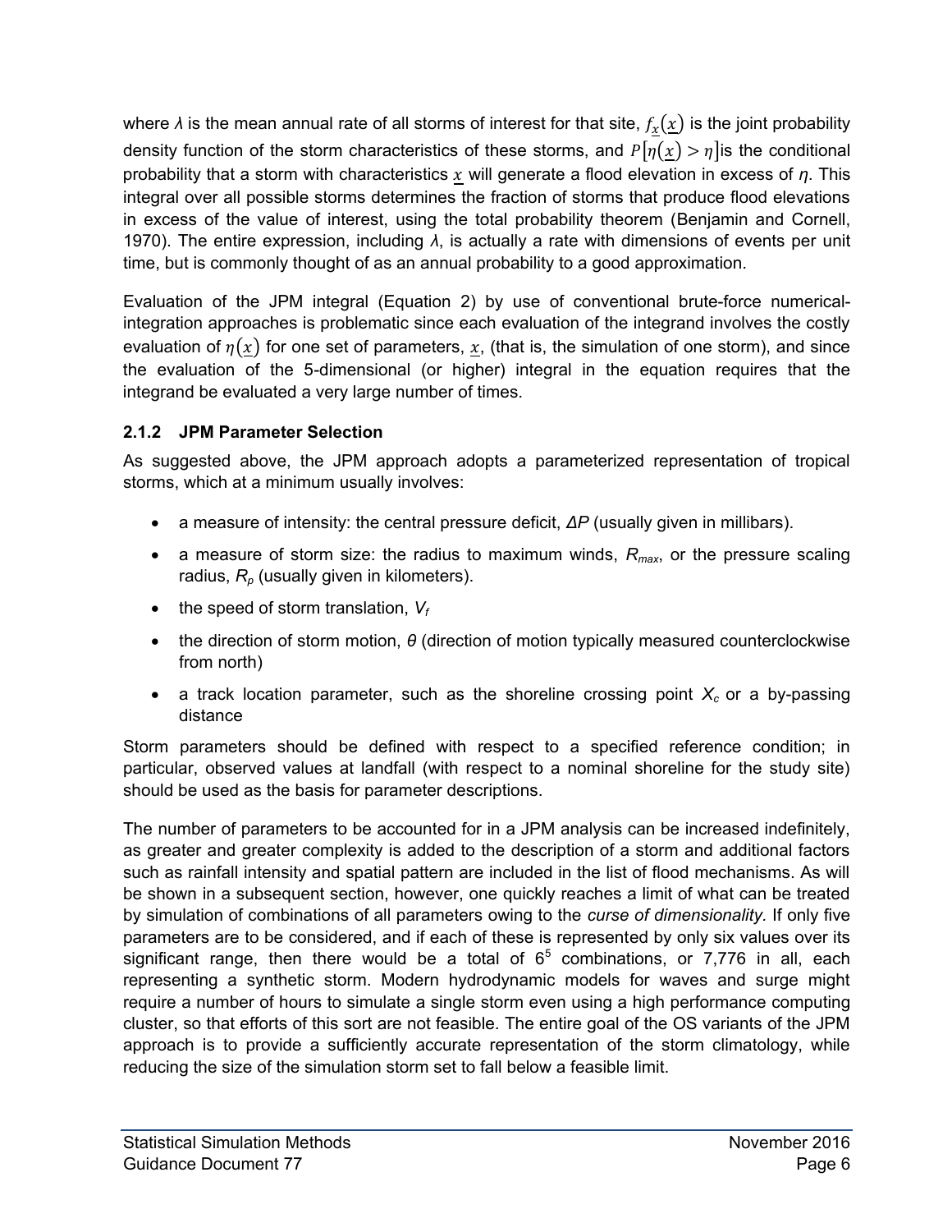where $\lambda$ is the mean annual rate of all storms of interest for that site, $f_{\underline{x}}(\underline{x})$ is the joint probability density function of the storm characteristics of these storms, and $P[\eta(\underline{x}) > \eta]$is the conditional probability that a storm with characteristics $\underline{x}$ will generate a flood elevation in excess of $\eta$. This integral over all possible storms determines the fraction of storms that produce flood elevations in excess of the value of interest, using the total probability theorem (Benjamin and Cornell, 1970). The entire expression, including $\lambda$, is actually a rate with dimensions of events per unit time, but is commonly thought of as an annual probability to a good approximation.

Evaluation of the JPM integral (Equation 2) by use of conventional brute-force numerical-integration approaches is problematic since each evaluation of the integrand involves the costly evaluation of $\eta(\underline{x})$ for one set of parameters, $\underline{x}$, (that is, the simulation of one storm), and since the evaluation of the 5-dimensional (or higher) integral in the equation requires that the integrand be evaluated a very large number of times.

### 2.1.2 JPM Parameter Selection

As suggested above, the JPM approach adopts a parameterized representation of tropical storms, which at a minimum usually involves:

- a measure of intensity: the central pressure deficit, $\Delta P$ (usually given in millibars).
- a measure of storm size: the radius to maximum winds, $R_{max}$, or the pressure scaling radius, $R_p$ (usually given in kilometers).
- the speed of storm translation, $V_f$
- the direction of storm motion, $\theta$ (direction of motion typically measured counterclockwise from north)
- a track location parameter, such as the shoreline crossing point $X_c$ or a by-passing distance

Storm parameters should be defined with respect to a specified reference condition; in particular, observed values at landfall (with respect to a nominal shoreline for the study site) should be used as the basis for parameter descriptions.

The number of parameters to be accounted for in a JPM analysis can be increased indefinitely, as greater and greater complexity is added to the description of a storm and additional factors such as rainfall intensity and spatial pattern are included in the list of flood mechanisms. As will be shown in a subsequent section, however, one quickly reaches a limit of what can be treated by simulation of combinations of all parameters owing to the *curse of dimensionality.* If only five parameters are to be considered, and if each of these is represented by only six values over its significant range, then there would be a total of $6^5$ combinations, or 7,776 in all, each representing a synthetic storm. Modern hydrodynamic models for waves and surge might require a number of hours to simulate a single storm even using a high performance computing cluster, so that efforts of this sort are not feasible. The entire goal of the OS variants of the JPM approach is to provide a sufficiently accurate representation of the storm climatology, while reducing the size of the simulation storm set to fall below a feasible limit.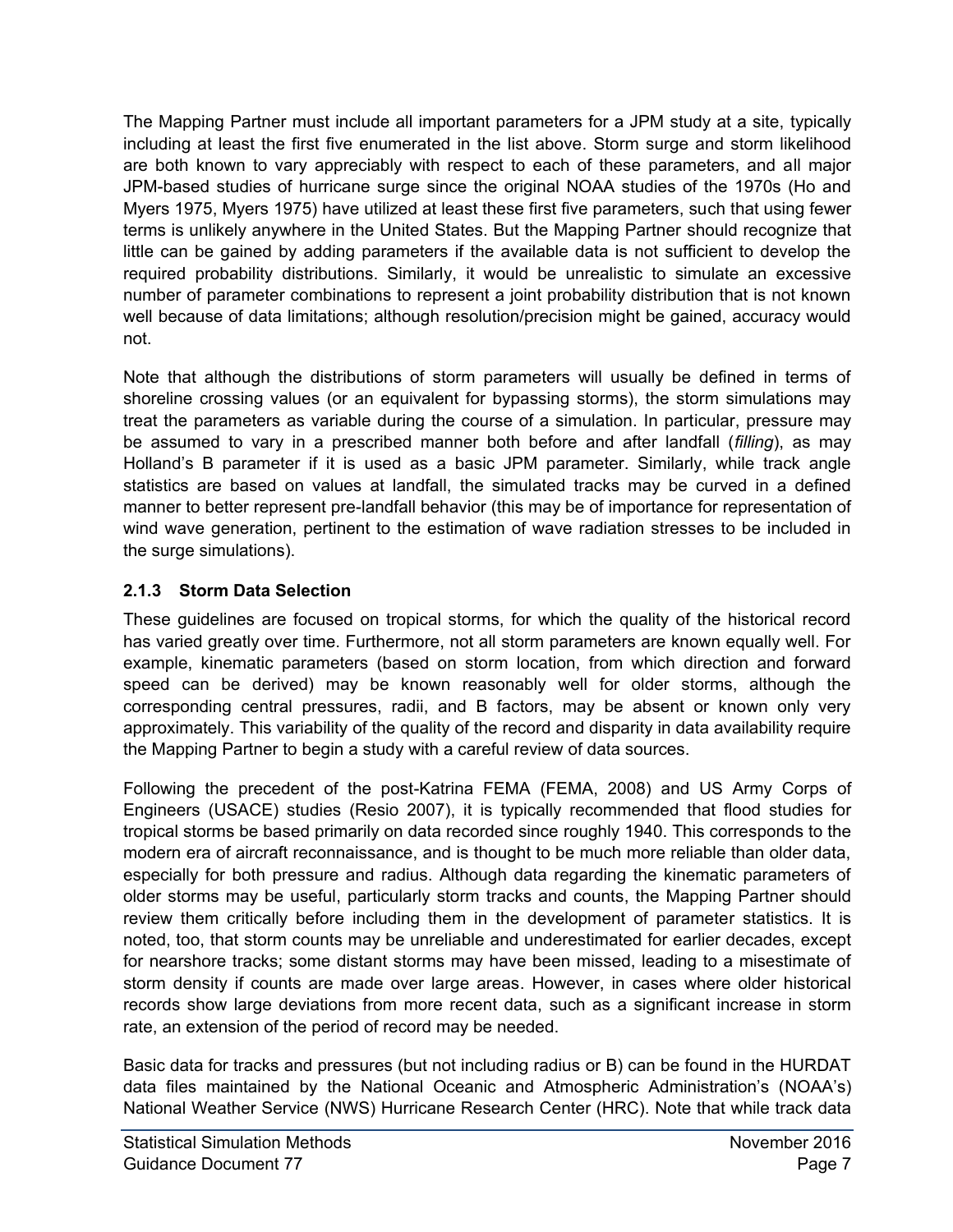The Mapping Partner must include all important parameters for a JPM study at a site, typically including at least the first five enumerated in the list above. Storm surge and storm likelihood are both known to vary appreciably with respect to each of these parameters, and all major JPM-based studies of hurricane surge since the original NOAA studies of the 1970s (Ho and Myers 1975, Myers 1975) have utilized at least these first five parameters, such that using fewer terms is unlikely anywhere in the United States. But the Mapping Partner should recognize that little can be gained by adding parameters if the available data is not sufficient to develop the required probability distributions. Similarly, it would be unrealistic to simulate an excessive number of parameter combinations to represent a joint probability distribution that is not known well because of data limitations; although resolution/precision might be gained, accuracy would not.

Note that although the distributions of storm parameters will usually be defined in terms of shoreline crossing values (or an equivalent for bypassing storms), the storm simulations may treat the parameters as variable during the course of a simulation. In particular, pressure may be assumed to vary in a prescribed manner both before and after landfall (*filling*), as may Holland's B parameter if it is used as a basic JPM parameter. Similarly, while track angle statistics are based on values at landfall, the simulated tracks may be curved in a defined manner to better represent pre-landfall behavior (this may be of importance for representation of wind wave generation, pertinent to the estimation of wave radiation stresses to be included in the surge simulations).

### 2.1.3 Storm Data Selection

These guidelines are focused on tropical storms, for which the quality of the historical record has varied greatly over time. Furthermore, not all storm parameters are known equally well. For example, kinematic parameters (based on storm location, from which direction and forward speed can be derived) may be known reasonably well for older storms, although the corresponding central pressures, radii, and B factors, may be absent or known only very approximately. This variability of the quality of the record and disparity in data availability require the Mapping Partner to begin a study with a careful review of data sources.

Following the precedent of the post-Katrina FEMA (FEMA, 2008) and US Army Corps of Engineers (USACE) studies (Resio 2007), it is typically recommended that flood studies for tropical storms be based primarily on data recorded since roughly 1940. This corresponds to the modern era of aircraft reconnaissance, and is thought to be much more reliable than older data, especially for both pressure and radius. Although data regarding the kinematic parameters of older storms may be useful, particularly storm tracks and counts, the Mapping Partner should review them critically before including them in the development of parameter statistics. It is noted, too, that storm counts may be unreliable and underestimated for earlier decades, except for nearshore tracks; some distant storms may have been missed, leading to a misestimate of storm density if counts are made over large areas. However, in cases where older historical records show large deviations from more recent data, such as a significant increase in storm rate, an extension of the period of record may be needed.

Basic data for tracks and pressures (but not including radius or B) can be found in the HURDAT data files maintained by the National Oceanic and Atmospheric Administration's (NOAA's) National Weather Service (NWS) Hurricane Research Center (HRC). Note that while track data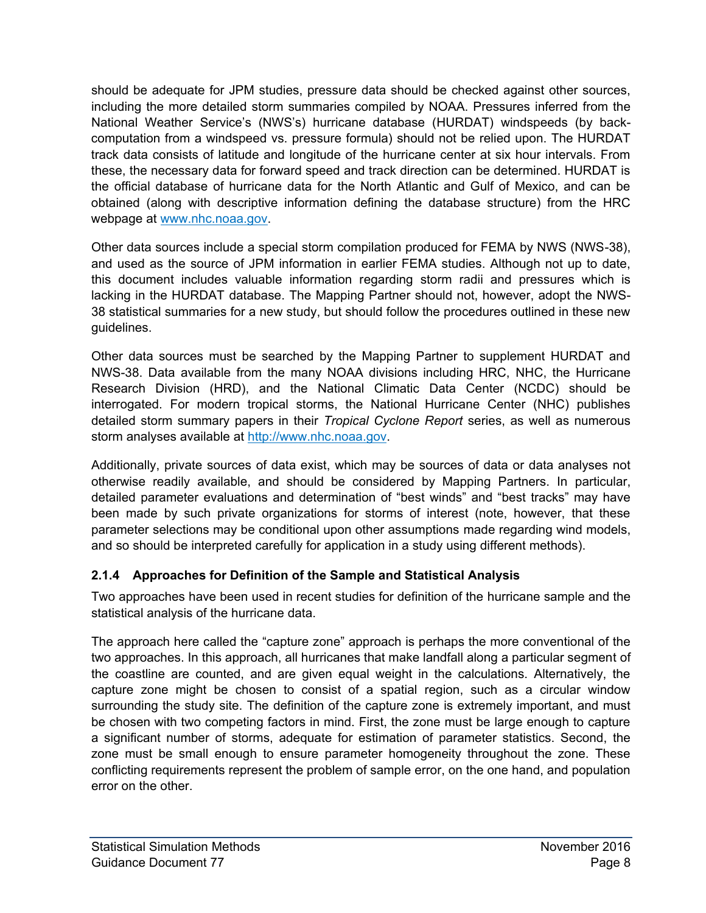should be adequate for JPM studies, pressure data should be checked against other sources, including the more detailed storm summaries compiled by NOAA. Pressures inferred from the National Weather Service's (NWS's) hurricane database (HURDAT) windspeeds (by back-computation from a windspeed vs. pressure formula) should not be relied upon. The HURDAT track data consists of latitude and longitude of the hurricane center at six hour intervals. From these, the necessary data for forward speed and track direction can be determined. HURDAT is the official database of hurricane data for the North Atlantic and Gulf of Mexico, and can be obtained (along with descriptive information defining the database structure) from the HRC webpage at [www.nhc.noaa.gov](www.nhc.noaa.gov).

Other data sources include a special storm compilation produced for FEMA by NWS (NWS-38), and used as the source of JPM information in earlier FEMA studies. Although not up to date, this document includes valuable information regarding storm radii and pressures which is lacking in the HURDAT database. The Mapping Partner should not, however, adopt the NWS-38 statistical summaries for a new study, but should follow the procedures outlined in these new guidelines.

Other data sources must be searched by the Mapping Partner to supplement HURDAT and NWS-38. Data available from the many NOAA divisions including HRC, NHC, the Hurricane Research Division (HRD), and the National Climatic Data Center (NCDC) should be interrogated. For modern tropical storms, the National Hurricane Center (NHC) publishes detailed storm summary papers in their *Tropical Cyclone Report* series, as well as numerous storm analyses available at [http://www.nhc.noaa.gov](http://www.nhc.noaa.gov).

Additionally, private sources of data exist, which may be sources of data or data analyses not otherwise readily available, and should be considered by Mapping Partners. In particular, detailed parameter evaluations and determination of "best winds" and "best tracks" may have been made by such private organizations for storms of interest (note, however, that these parameter selections may be conditional upon other assumptions made regarding wind models, and so should be interpreted carefully for application in a study using different methods).

### 2.1.4 Approaches for Definition of the Sample and Statistical Analysis

Two approaches have been used in recent studies for definition of the hurricane sample and the statistical analysis of the hurricane data.

The approach here called the "capture zone" approach is perhaps the more conventional of the two approaches. In this approach, all hurricanes that make landfall along a particular segment of the coastline are counted, and are given equal weight in the calculations. Alternatively, the capture zone might be chosen to consist of a spatial region, such as a circular window surrounding the study site. The definition of the capture zone is extremely important, and must be chosen with two competing factors in mind. First, the zone must be large enough to capture a significant number of storms, adequate for estimation of parameter statistics. Second, the zone must be small enough to ensure parameter homogeneity throughout the zone. These conflicting requirements represent the problem of sample error, on the one hand, and population error on the other.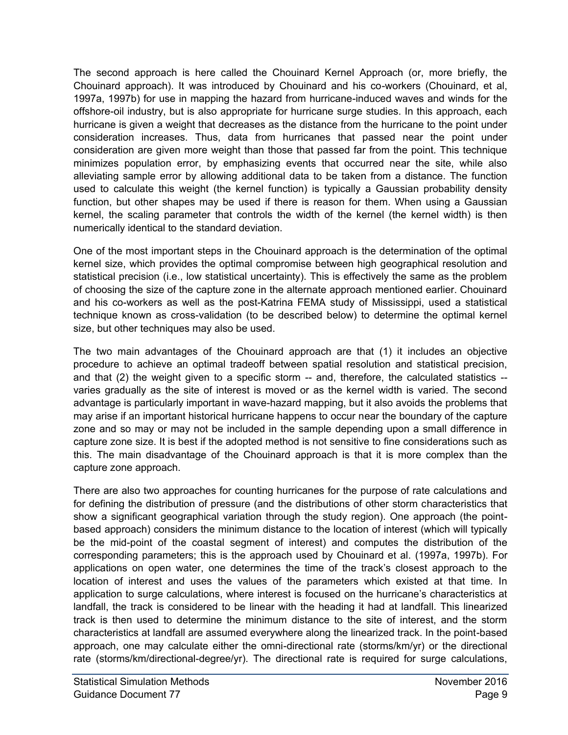The second approach is here called the Chouinard Kernel Approach (or, more briefly, the Chouinard approach). It was introduced by Chouinard and his co-workers (Chouinard, et al, 1997a, 1997b) for use in mapping the hazard from hurricane-induced waves and winds for the offshore-oil industry, but is also appropriate for hurricane surge studies. In this approach, each hurricane is given a weight that decreases as the distance from the hurricane to the point under consideration increases. Thus, data from hurricanes that passed near the point under consideration are given more weight than those that passed far from the point. This technique minimizes population error, by emphasizing events that occurred near the site, while also alleviating sample error by allowing additional data to be taken from a distance. The function used to calculate this weight (the kernel function) is typically a Gaussian probability density function, but other shapes may be used if there is reason for them. When using a Gaussian kernel, the scaling parameter that controls the width of the kernel (the kernel width) is then numerically identical to the standard deviation.

One of the most important steps in the Chouinard approach is the determination of the optimal kernel size, which provides the optimal compromise between high geographical resolution and statistical precision (i.e., low statistical uncertainty). This is effectively the same as the problem of choosing the size of the capture zone in the alternate approach mentioned earlier. Chouinard and his co-workers as well as the post-Katrina FEMA study of Mississippi, used a statistical technique known as cross-validation (to be described below) to determine the optimal kernel size, but other techniques may also be used.

The two main advantages of the Chouinard approach are that (1) it includes an objective procedure to achieve an optimal tradeoff between spatial resolution and statistical precision, and that (2) the weight given to a specific storm -- and, therefore, the calculated statistics -- varies gradually as the site of interest is moved or as the kernel width is varied. The second advantage is particularly important in wave-hazard mapping, but it also avoids the problems that may arise if an important historical hurricane happens to occur near the boundary of the capture zone and so may or may not be included in the sample depending upon a small difference in capture zone size. It is best if the adopted method is not sensitive to fine considerations such as this. The main disadvantage of the Chouinard approach is that it is more complex than the capture zone approach.

There are also two approaches for counting hurricanes for the purpose of rate calculations and for defining the distribution of pressure (and the distributions of other storm characteristics that show a significant geographical variation through the study region). One approach (the point-based approach) considers the minimum distance to the location of interest (which will typically be the mid-point of the coastal segment of interest) and computes the distribution of the corresponding parameters; this is the approach used by Chouinard et al. (1997a, 1997b). For applications on open water, one determines the time of the track's closest approach to the location of interest and uses the values of the parameters which existed at that time. In application to surge calculations, where interest is focused on the hurricane's characteristics at landfall, the track is considered to be linear with the heading it had at landfall. This linearized track is then used to determine the minimum distance to the site of interest, and the storm characteristics at landfall are assumed everywhere along the linearized track. In the point-based approach, one may calculate either the omni-directional rate (storms/km/yr) or the directional rate (storms/km/directional-degree/yr). The directional rate is required for surge calculations,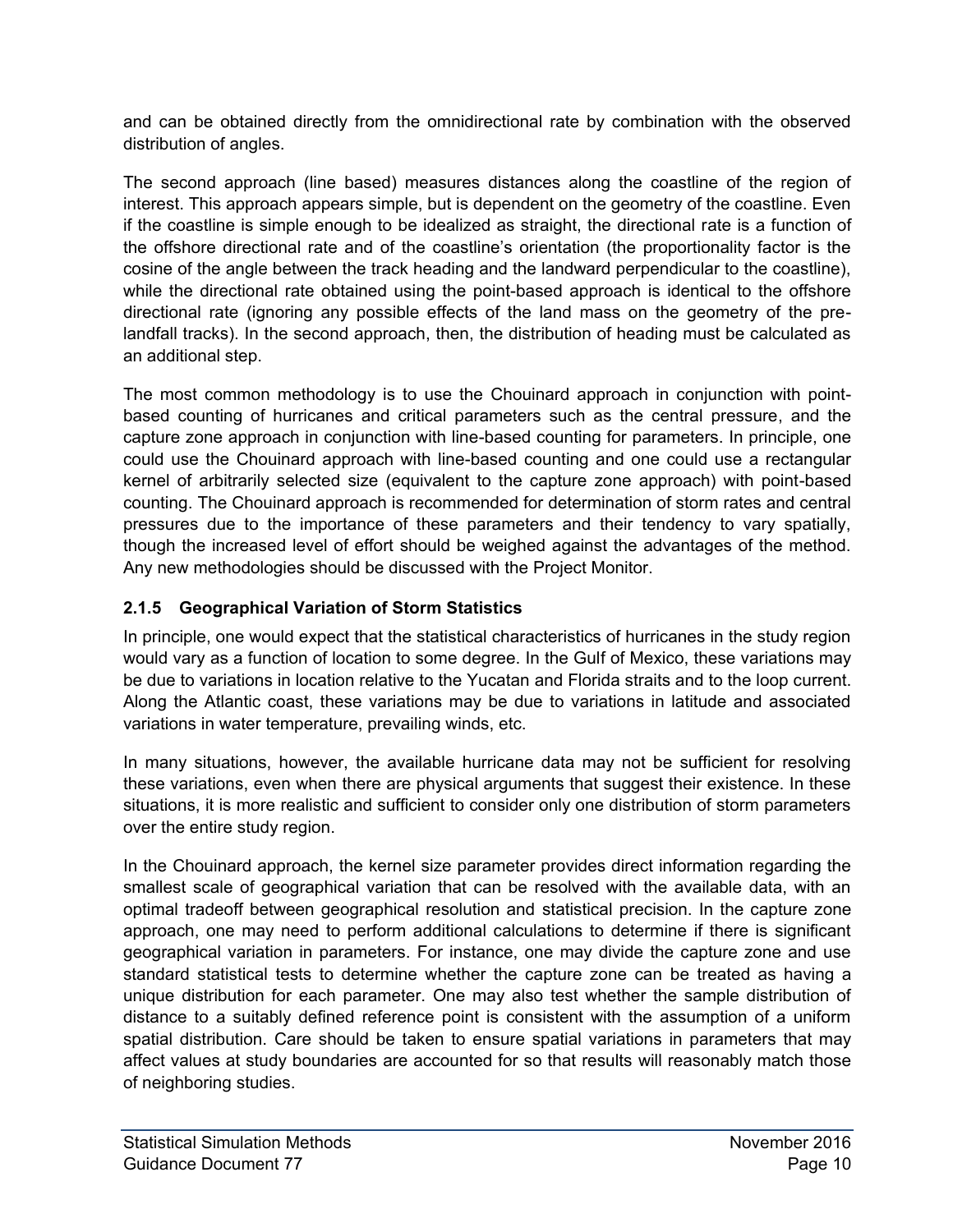and can be obtained directly from the omnidirectional rate by combination with the observed distribution of angles.

The second approach (line based) measures distances along the coastline of the region of interest. This approach appears simple, but is dependent on the geometry of the coastline. Even if the coastline is simple enough to be idealized as straight, the directional rate is a function of the offshore directional rate and of the coastline's orientation (the proportionality factor is the cosine of the angle between the track heading and the landward perpendicular to the coastline), while the directional rate obtained using the point-based approach is identical to the offshore directional rate (ignoring any possible effects of the land mass on the geometry of the pre-landfall tracks). In the second approach, then, the distribution of heading must be calculated as an additional step.

The most common methodology is to use the Chouinard approach in conjunction with point-based counting of hurricanes and critical parameters such as the central pressure, and the capture zone approach in conjunction with line-based counting for parameters. In principle, one could use the Chouinard approach with line-based counting and one could use a rectangular kernel of arbitrarily selected size (equivalent to the capture zone approach) with point-based counting. The Chouinard approach is recommended for determination of storm rates and central pressures due to the importance of these parameters and their tendency to vary spatially, though the increased level of effort should be weighed against the advantages of the method. Any new methodologies should be discussed with the Project Monitor.

### 2.1.5 Geographical Variation of Storm Statistics

In principle, one would expect that the statistical characteristics of hurricanes in the study region would vary as a function of location to some degree. In the Gulf of Mexico, these variations may be due to variations in location relative to the Yucatan and Florida straits and to the loop current. Along the Atlantic coast, these variations may be due to variations in latitude and associated variations in water temperature, prevailing winds, etc.

In many situations, however, the available hurricane data may not be sufficient for resolving these variations, even when there are physical arguments that suggest their existence. In these situations, it is more realistic and sufficient to consider only one distribution of storm parameters over the entire study region.

In the Chouinard approach, the kernel size parameter provides direct information regarding the smallest scale of geographical variation that can be resolved with the available data, with an optimal tradeoff between geographical resolution and statistical precision. In the capture zone approach, one may need to perform additional calculations to determine if there is significant geographical variation in parameters. For instance, one may divide the capture zone and use standard statistical tests to determine whether the capture zone can be treated as having a unique distribution for each parameter. One may also test whether the sample distribution of distance to a suitably defined reference point is consistent with the assumption of a uniform spatial distribution. Care should be taken to ensure spatial variations in parameters that may affect values at study boundaries are accounted for so that results will reasonably match those of neighboring studies.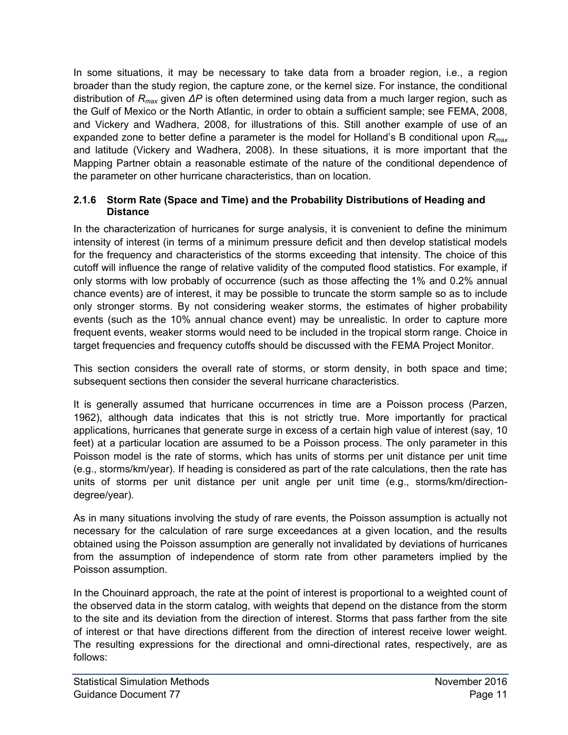In some situations, it may be necessary to take data from a broader region, i.e., a region broader than the study region, the capture zone, or the kernel size. For instance, the conditional distribution of $R_{max}$ given $\Delta P$ is often determined using data from a much larger region, such as the Gulf of Mexico or the North Atlantic, in order to obtain a sufficient sample; see FEMA, 2008, and Vickery and Wadhera, 2008, for illustrations of this. Still another example of use of an expanded zone to better define a parameter is the model for Holland's B conditional upon $R_{max}$ and latitude (Vickery and Wadhera, 2008). In these situations, it is more important that the Mapping Partner obtain a reasonable estimate of the nature of the conditional dependence of the parameter on other hurricane characteristics, than on location.

### 2.1.6 Storm Rate (Space and Time) and the Probability Distributions of Heading and Distance

In the characterization of hurricanes for surge analysis, it is convenient to define the minimum intensity of interest (in terms of a minimum pressure deficit and then develop statistical models for the frequency and characteristics of the storms exceeding that intensity. The choice of this cutoff will influence the range of relative validity of the computed flood statistics. For example, if only storms with low probably of occurrence (such as those affecting the 1% and 0.2% annual chance events) are of interest, it may be possible to truncate the storm sample so as to include only stronger storms. By not considering weaker storms, the estimates of higher probability events (such as the 10% annual chance event) may be unrealistic. In order to capture more frequent events, weaker storms would need to be included in the tropical storm range. Choice in target frequencies and frequency cutoffs should be discussed with the FEMA Project Monitor.

This section considers the overall rate of storms, or storm density, in both space and time; subsequent sections then consider the several hurricane characteristics.

It is generally assumed that hurricane occurrences in time are a Poisson process (Parzen, 1962), although data indicates that this is not strictly true. More importantly for practical applications, hurricanes that generate surge in excess of a certain high value of interest (say, 10 feet) at a particular location are assumed to be a Poisson process. The only parameter in this Poisson model is the rate of storms, which has units of storms per unit distance per unit time (e.g., storms/km/year). If heading is considered as part of the rate calculations, then the rate has units of storms per unit distance per unit angle per unit time (e.g., storms/km/direction-degree/year).

As in many situations involving the study of rare events, the Poisson assumption is actually not necessary for the calculation of rare surge exceedances at a given location, and the results obtained using the Poisson assumption are generally not invalidated by deviations of hurricanes from the assumption of independence of storm rate from other parameters implied by the Poisson assumption.

In the Chouinard approach, the rate at the point of interest is proportional to a weighted count of the observed data in the storm catalog, with weights that depend on the distance from the storm to the site and its deviation from the direction of interest. Storms that pass farther from the site of interest or that have directions different from the direction of interest receive lower weight. The resulting expressions for the directional and omni-directional rates, respectively, are as follows: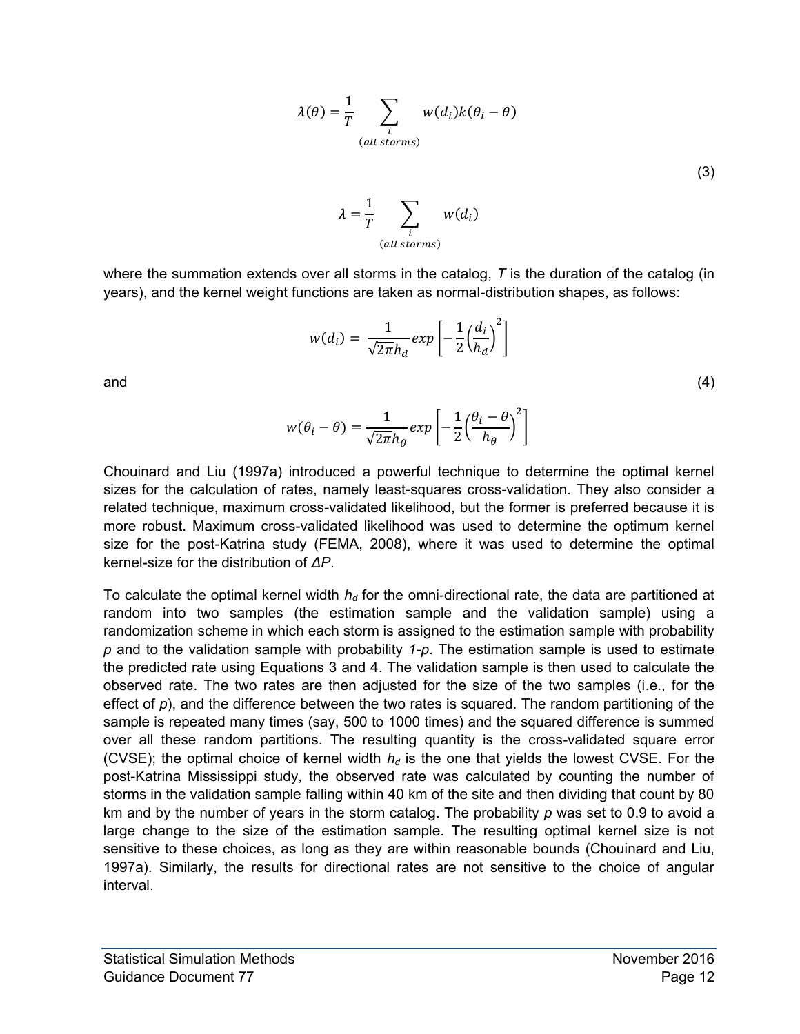$$\lambda(\theta) = \frac{1}{T} \sum_{\substack{i \\ (all\ storms)}} w(d_i) k(\theta_i - \theta)$$

(3)

$$\lambda = \frac{1}{T} \sum_{\substack{i \\ (all\ storms)}} w(d_i)$$

where the summation extends over all storms in the catalog, $T$ is the duration of the catalog (in years), and the kernel weight functions are taken as normal-distribution shapes, as follows:

$$w(d_i) = \frac{1}{\sqrt{2\pi} h_d} exp\left[-\frac{1}{2}\left(\frac{d_i}{h_d}\right)^2\right]$$

and (4)

$$w(\theta_i - \theta) = \frac{1}{\sqrt{2\pi} h_\theta} exp\left[-\frac{1}{2}\left(\frac{\theta_i - \theta}{h_\theta}\right)^2\right]$$

Chouinard and Liu (1997a) introduced a powerful technique to determine the optimal kernel sizes for the calculation of rates, namely least-squares cross-validation. They also consider a related technique, maximum cross-validated likelihood, but the former is preferred because it is more robust. Maximum cross-validated likelihood was used to determine the optimum kernel size for the post-Katrina study (FEMA, 2008), where it was used to determine the optimal kernel-size for the distribution of $\Delta P$.

To calculate the optimal kernel width $h_d$ for the omni-directional rate, the data are partitioned at random into two samples (the estimation sample and the validation sample) using a randomization scheme in which each storm is assigned to the estimation sample with probability $p$ and to the validation sample with probability $1-p$. The estimation sample is used to estimate the predicted rate using Equations 3 and 4. The validation sample is then used to calculate the observed rate. The two rates are then adjusted for the size of the two samples (i.e., for the effect of $p$), and the difference between the two rates is squared. The random partitioning of the sample is repeated many times (say, 500 to 1000 times) and the squared difference is summed over all these random partitions. The resulting quantity is the cross-validated square error (CVSE); the optimal choice of kernel width $h_d$ is the one that yields the lowest CVSE. For the post-Katrina Mississippi study, the observed rate was calculated by counting the number of storms in the validation sample falling within 40 km of the site and then dividing that count by 80 km and by the number of years in the storm catalog. The probability $p$ was set to 0.9 to avoid a large change to the size of the estimation sample. The resulting optimal kernel size is not sensitive to these choices, as long as they are within reasonable bounds (Chouinard and Liu, 1997a). Similarly, the results for directional rates are not sensitive to the choice of angular interval.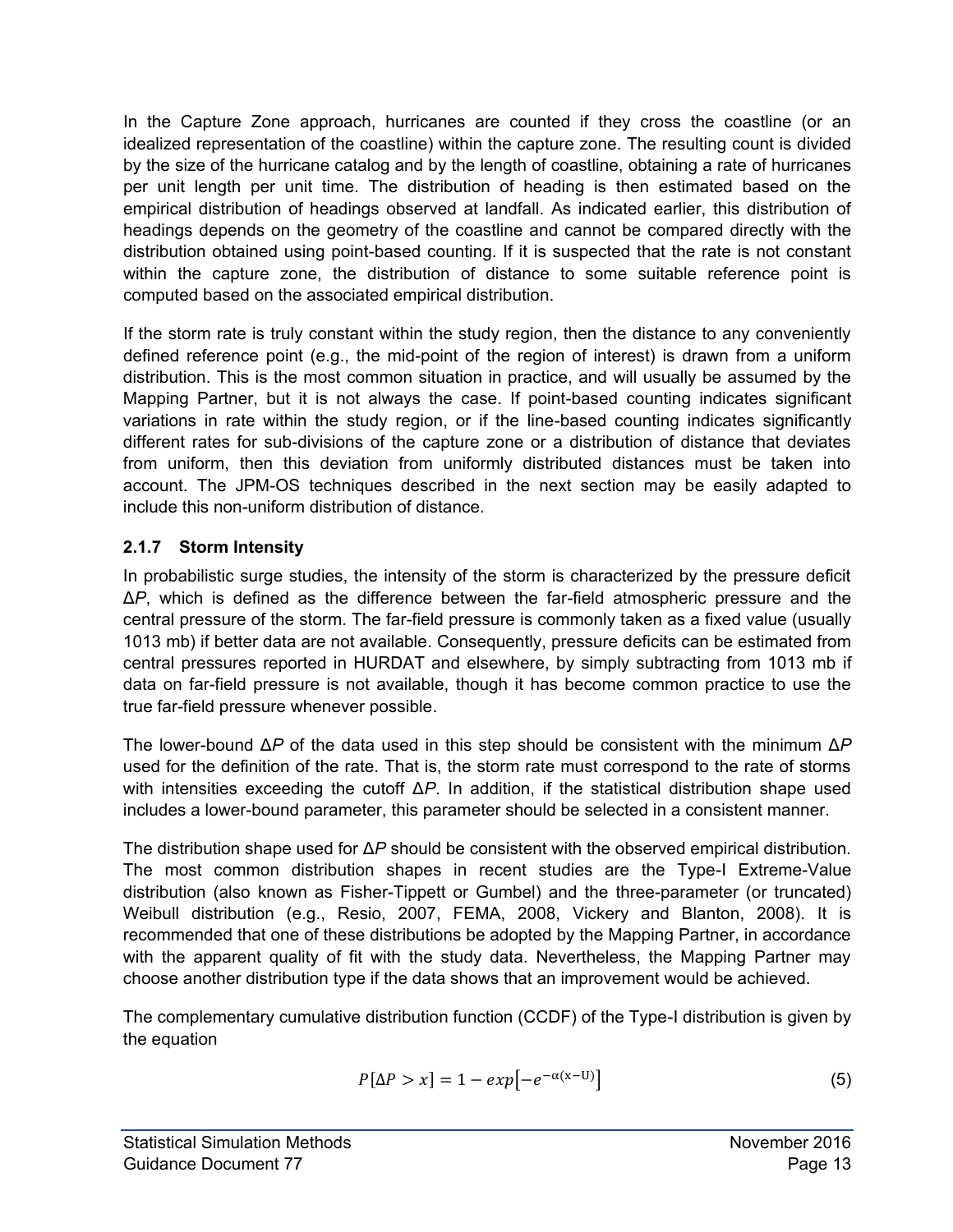In the Capture Zone approach, hurricanes are counted if they cross the coastline (or an idealized representation of the coastline) within the capture zone. The resulting count is divided by the size of the hurricane catalog and by the length of coastline, obtaining a rate of hurricanes per unit length per unit time. The distribution of heading is then estimated based on the empirical distribution of headings observed at landfall. As indicated earlier, this distribution of headings depends on the geometry of the coastline and cannot be compared directly with the distribution obtained using point-based counting. If it is suspected that the rate is not constant within the capture zone, the distribution of distance to some suitable reference point is computed based on the associated empirical distribution.

If the storm rate is truly constant within the study region, then the distance to any conveniently defined reference point (e.g., the mid-point of the region of interest) is drawn from a uniform distribution. This is the most common situation in practice, and will usually be assumed by the Mapping Partner, but it is not always the case. If point-based counting indicates significant variations in rate within the study region, or if the line-based counting indicates significantly different rates for sub-divisions of the capture zone or a distribution of distance that deviates from uniform, then this deviation from uniformly distributed distances must be taken into account. The JPM-OS techniques described in the next section may be easily adapted to include this non-uniform distribution of distance.

### 2.1.7 Storm Intensity

In probabilistic surge studies, the intensity of the storm is characterized by the pressure deficit $\Delta P$, which is defined as the difference between the far-field atmospheric pressure and the central pressure of the storm. The far-field pressure is commonly taken as a fixed value (usually 1013 mb) if better data are not available. Consequently, pressure deficits can be estimated from central pressures reported in HURDAT and elsewhere, by simply subtracting from 1013 mb if data on far-field pressure is not available, though it has become common practice to use the true far-field pressure whenever possible.

The lower-bound $\Delta P$ of the data used in this step should be consistent with the minimum $\Delta P$ used for the definition of the rate. That is, the storm rate must correspond to the rate of storms with intensities exceeding the cutoff $\Delta P$. In addition, if the statistical distribution shape used includes a lower-bound parameter, this parameter should be selected in a consistent manner.

The distribution shape used for $\Delta P$ should be consistent with the observed empirical distribution. The most common distribution shapes in recent studies are the Type-I Extreme-Value distribution (also known as Fisher-Tippett or Gumbel) and the three-parameter (or truncated) Weibull distribution (e.g., Resio, 2007, FEMA, 2008, Vickery and Blanton, 2008). It is recommended that one of these distributions be adopted by the Mapping Partner, in accordance with the apparent quality of fit with the study data. Nevertheless, the Mapping Partner may choose another distribution type if the data shows that an improvement would be achieved.

The complementary cumulative distribution function (CCDF) of the Type-I distribution is given by the equation

$$P[\Delta P > x] = 1 - exp\left[-e^{-\alpha(x-U)}\right] \tag{5}$$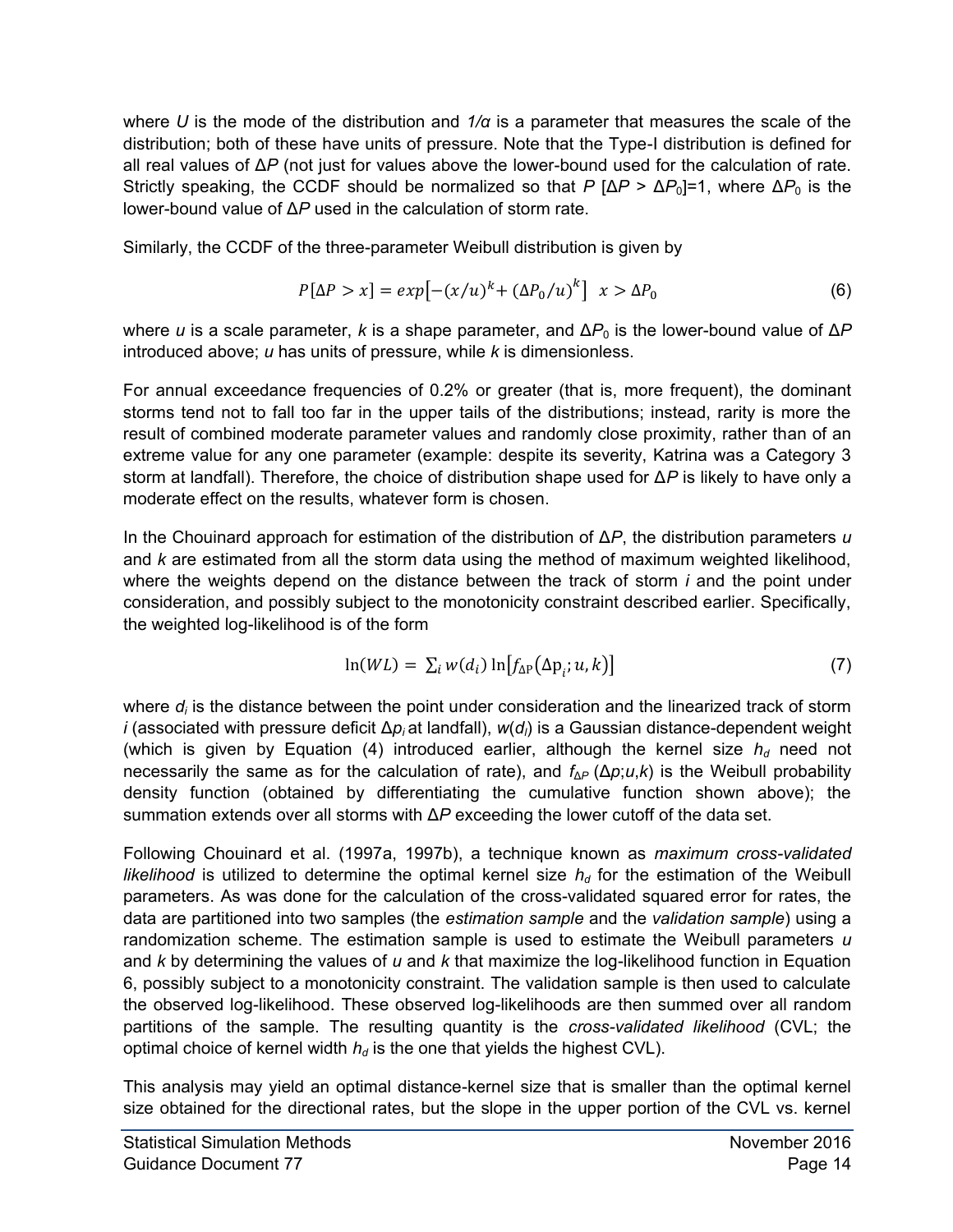where $U$ is the mode of the distribution and $1/\alpha$ is a parameter that measures the scale of the distribution; both of these have units of pressure. Note that the Type-I distribution is defined for all real values of $\Delta P$ (not just for values above the lower-bound used for the calculation of rate. Strictly speaking, the CCDF should be normalized so that $P\,[\Delta P > \Delta P_0]=1$, where $\Delta P_0$ is the lower-bound value of $\Delta P$ used in the calculation of storm rate.

Similarly, the CCDF of the three-parameter Weibull distribution is given by

$$P[\Delta P > x] = exp\left[-(x/u)^k + (\Delta P_0/u)^k\right] \quad x > \Delta P_0 \tag{6}$$

where $u$ is a scale parameter, $k$ is a shape parameter, and $\Delta P_0$ is the lower-bound value of $\Delta P$ introduced above; $u$ has units of pressure, while $k$ is dimensionless.

For annual exceedance frequencies of 0.2% or greater (that is, more frequent), the dominant storms tend not to fall too far in the upper tails of the distributions; instead, rarity is more the result of combined moderate parameter values and randomly close proximity, rather than of an extreme value for any one parameter (example: despite its severity, Katrina was a Category 3 storm at landfall). Therefore, the choice of distribution shape used for $\Delta P$ is likely to have only a moderate effect on the results, whatever form is chosen.

In the Chouinard approach for estimation of the distribution of $\Delta P$, the distribution parameters $u$ and $k$ are estimated from all the storm data using the method of maximum weighted likelihood, where the weights depend on the distance between the track of storm $i$ and the point under consideration, and possibly subject to the monotonicity constraint described earlier. Specifically, the weighted log-likelihood is of the form

$$\ln(WL) = \sum_i w(d_i) \ln\left[f_{\Delta P}(\Delta p_i; u, k)\right] \tag{7}$$

where $d_i$ is the distance between the point under consideration and the linearized track of storm $i$ (associated with pressure deficit $\Delta p_i$ at landfall), $w(d_i)$ is a Gaussian distance-dependent weight (which is given by Equation (4) introduced earlier, although the kernel size $h_d$ need not necessarily the same as for the calculation of rate), and $f_{\Delta P}(\Delta p; u,k)$ is the Weibull probability density function (obtained by differentiating the cumulative function shown above); the summation extends over all storms with $\Delta P$ exceeding the lower cutoff of the data set.

Following Chouinard et al. (1997a, 1997b), a technique known as *maximum cross-validated likelihood* is utilized to determine the optimal kernel size $h_d$ for the estimation of the Weibull parameters. As was done for the calculation of the cross-validated squared error for rates, the data are partitioned into two samples (the *estimation sample* and the *validation sample*) using a randomization scheme. The estimation sample is used to estimate the Weibull parameters $u$ and $k$ by determining the values of $u$ and $k$ that maximize the log-likelihood function in Equation 6, possibly subject to a monotonicity constraint. The validation sample is then used to calculate the observed log-likelihood. These observed log-likelihoods are then summed over all random partitions of the sample. The resulting quantity is the *cross-validated likelihood* (CVL; the optimal choice of kernel width $h_d$ is the one that yields the highest CVL).

This analysis may yield an optimal distance-kernel size that is smaller than the optimal kernel size obtained for the directional rates, but the slope in the upper portion of the CVL vs. kernel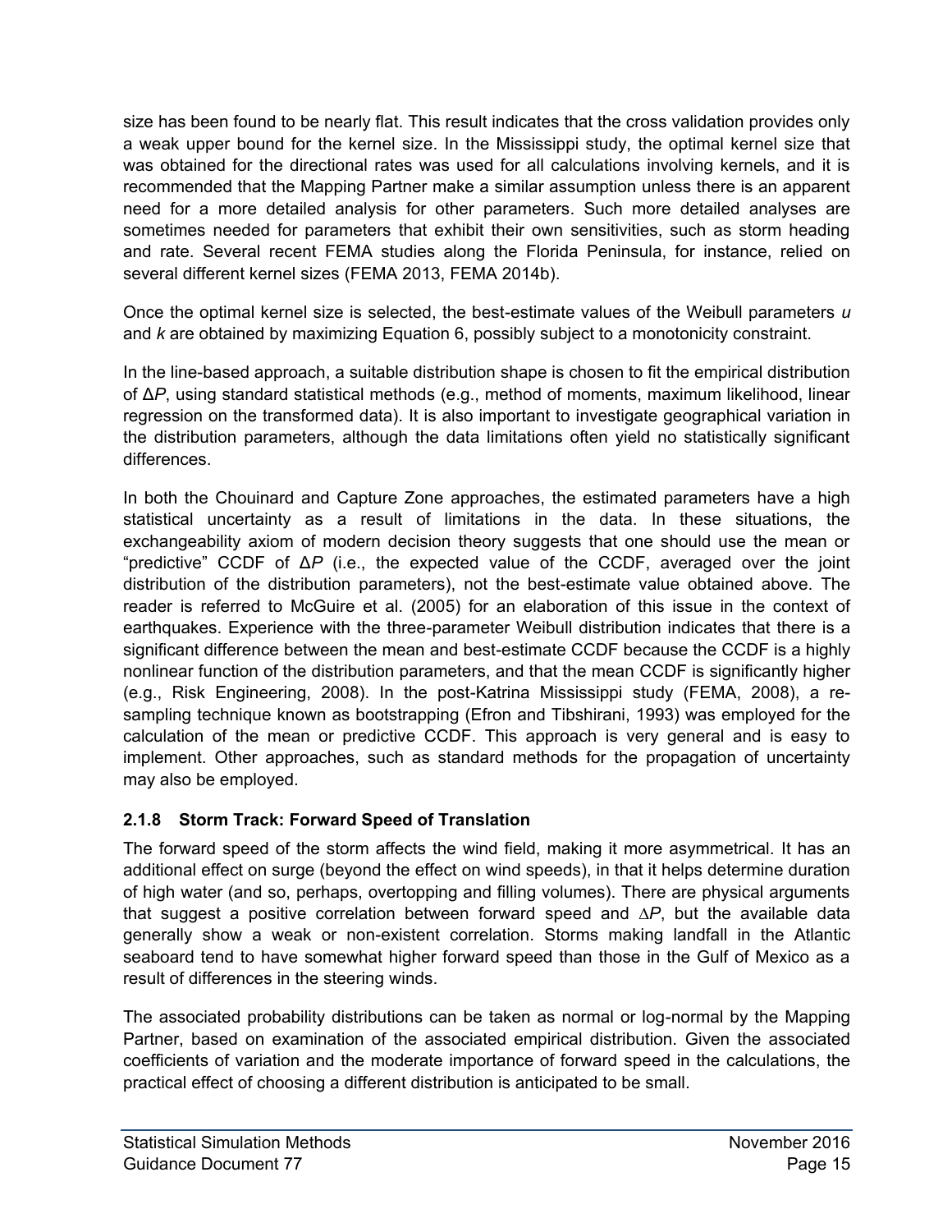size has been found to be nearly flat. This result indicates that the cross validation provides only a weak upper bound for the kernel size. In the Mississippi study, the optimal kernel size that was obtained for the directional rates was used for all calculations involving kernels, and it is recommended that the Mapping Partner make a similar assumption unless there is an apparent need for a more detailed analysis for other parameters. Such more detailed analyses are sometimes needed for parameters that exhibit their own sensitivities, such as storm heading and rate. Several recent FEMA studies along the Florida Peninsula, for instance, relied on several different kernel sizes (FEMA 2013, FEMA 2014b).

Once the optimal kernel size is selected, the best-estimate values of the Weibull parameters $u$ and $k$ are obtained by maximizing Equation 6, possibly subject to a monotonicity constraint.

In the line-based approach, a suitable distribution shape is chosen to fit the empirical distribution of $\Delta P$, using standard statistical methods (e.g., method of moments, maximum likelihood, linear regression on the transformed data). It is also important to investigate geographical variation in the distribution parameters, although the data limitations often yield no statistically significant differences.

In both the Chouinard and Capture Zone approaches, the estimated parameters have a high statistical uncertainty as a result of limitations in the data. In these situations, the exchangeability axiom of modern decision theory suggests that one should use the mean or "predictive" CCDF of $\Delta P$ (i.e., the expected value of the CCDF, averaged over the joint distribution of the distribution parameters), not the best-estimate value obtained above. The reader is referred to McGuire et al. (2005) for an elaboration of this issue in the context of earthquakes. Experience with the three-parameter Weibull distribution indicates that there is a significant difference between the mean and best-estimate CCDF because the CCDF is a highly nonlinear function of the distribution parameters, and that the mean CCDF is significantly higher (e.g., Risk Engineering, 2008). In the post-Katrina Mississippi study (FEMA, 2008), a re-sampling technique known as bootstrapping (Efron and Tibshirani, 1993) was employed for the calculation of the mean or predictive CCDF. This approach is very general and is easy to implement. Other approaches, such as standard methods for the propagation of uncertainty may also be employed.

### 2.1.8 Storm Track: Forward Speed of Translation

The forward speed of the storm affects the wind field, making it more asymmetrical. It has an additional effect on surge (beyond the effect on wind speeds), in that it helps determine duration of high water (and so, perhaps, overtopping and filling volumes). There are physical arguments that suggest a positive correlation between forward speed and $\Delta P$, but the available data generally show a weak or non-existent correlation. Storms making landfall in the Atlantic seaboard tend to have somewhat higher forward speed than those in the Gulf of Mexico as a result of differences in the steering winds.

The associated probability distributions can be taken as normal or log-normal by the Mapping Partner, based on examination of the associated empirical distribution. Given the associated coefficients of variation and the moderate importance of forward speed in the calculations, the practical effect of choosing a different distribution is anticipated to be small.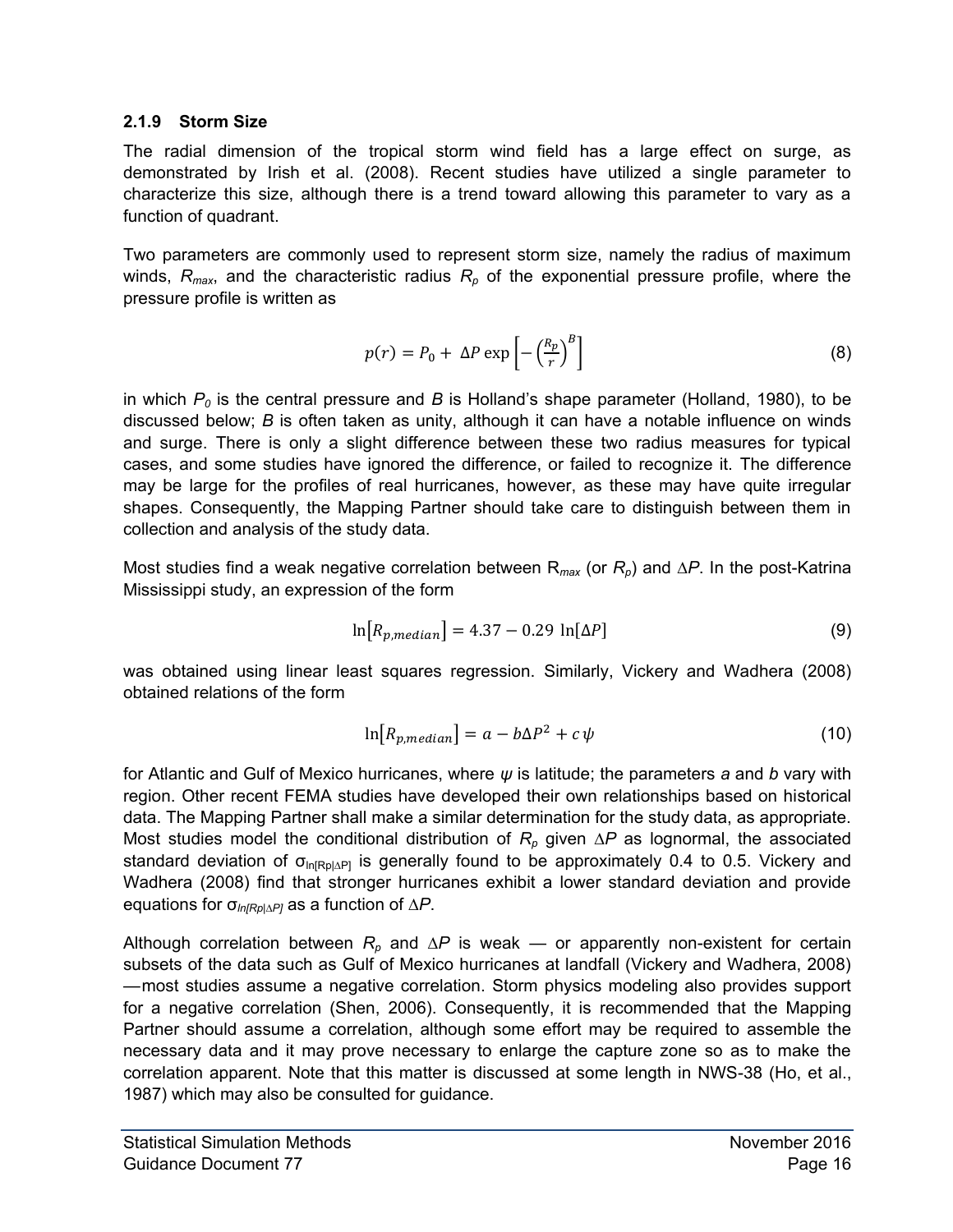### 2.1.9 Storm Size

The radial dimension of the tropical storm wind field has a large effect on surge, as demonstrated by Irish et al. (2008). Recent studies have utilized a single parameter to characterize this size, although there is a trend toward allowing this parameter to vary as a function of quadrant.

Two parameters are commonly used to represent storm size, namely the radius of maximum winds, $R_{max}$, and the characteristic radius $R_p$ of the exponential pressure profile, where the pressure profile is written as

$$p(r) = P_0 + \Delta P \exp\left[-\left(\frac{R_p}{r}\right)^B\right] \tag{8}$$

in which $P_0$ is the central pressure and $B$ is Holland's shape parameter (Holland, 1980), to be discussed below; $B$ is often taken as unity, although it can have a notable influence on winds and surge. There is only a slight difference between these two radius measures for typical cases, and some studies have ignored the difference, or failed to recognize it. The difference may be large for the profiles of real hurricanes, however, as these may have quite irregular shapes. Consequently, the Mapping Partner should take care to distinguish between them in collection and analysis of the study data.

Most studies find a weak negative correlation between $R_{max}$ (or $R_p$) and $\Delta P$. In the post-Katrina Mississippi study, an expression of the form

$$\ln\left[R_{p,median}\right] = 4.37 - 0.29\ \ln[\Delta P] \tag{9}$$

was obtained using linear least squares regression. Similarly, Vickery and Wadhera (2008) obtained relations of the form

$$\ln\left[R_{p,median}\right] = a - b\Delta P^2 + c\,\psi \tag{10}$$

for Atlantic and Gulf of Mexico hurricanes, where $\psi$ is latitude; the parameters $a$ and $b$ vary with region. Other recent FEMA studies have developed their own relationships based on historical data. The Mapping Partner shall make a similar determination for the study data, as appropriate. Most studies model the conditional distribution of $R_p$ given $\Delta P$ as lognormal, the associated standard deviation of $\sigma_{\ln[Rp|\Delta P]}$ is generally found to be approximately 0.4 to 0.5. Vickery and Wadhera (2008) find that stronger hurricanes exhibit a lower standard deviation and provide equations for $\sigma_{ln[Rp|\Delta P]}$ as a function of $\Delta P$.

Although correlation between $R_p$ and $\Delta P$ is weak — or apparently non-existent for certain subsets of the data such as Gulf of Mexico hurricanes at landfall (Vickery and Wadhera, 2008) —most studies assume a negative correlation. Storm physics modeling also provides support for a negative correlation (Shen, 2006). Consequently, it is recommended that the Mapping Partner should assume a correlation, although some effort may be required to assemble the necessary data and it may prove necessary to enlarge the capture zone so as to make the correlation apparent. Note that this matter is discussed at some length in NWS-38 (Ho, et al., 1987) which may also be consulted for guidance.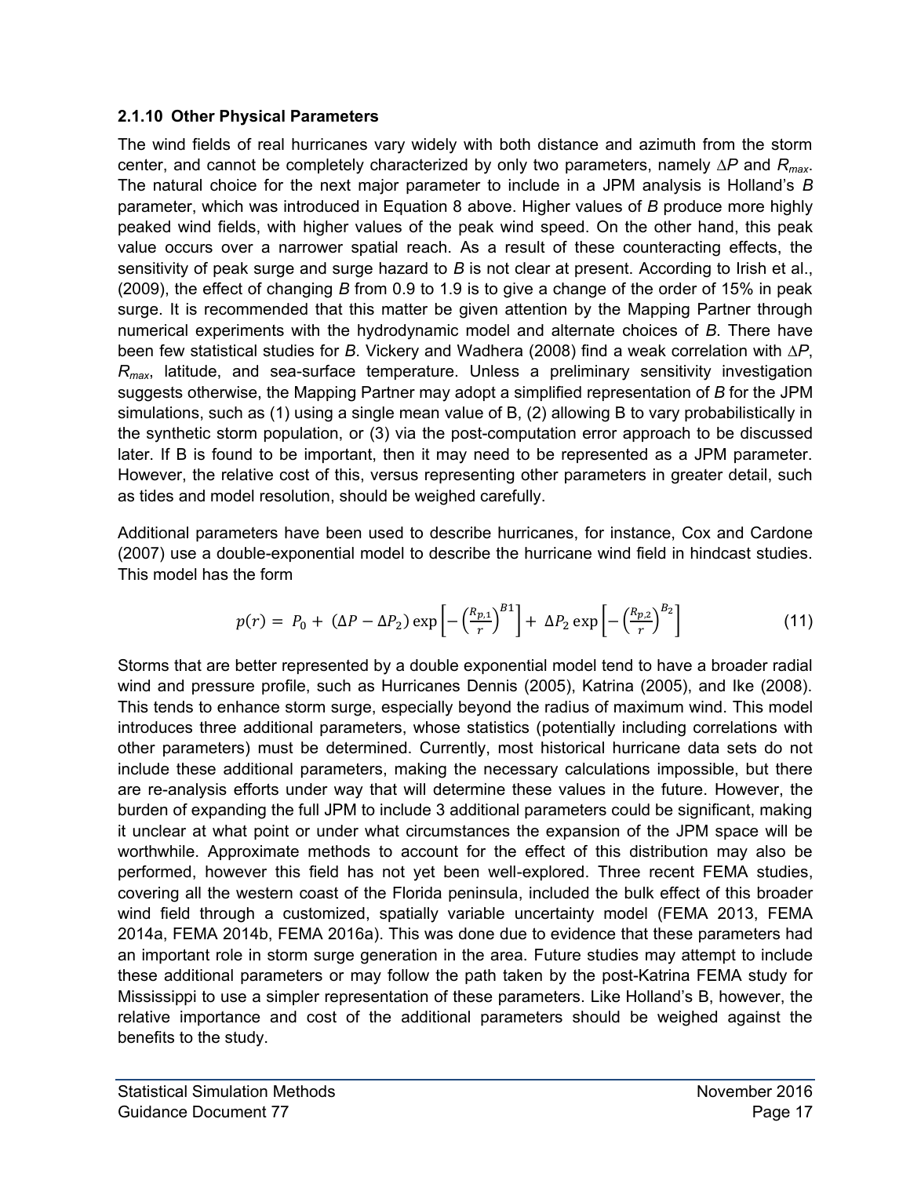### 2.1.10 Other Physical Parameters

The wind fields of real hurricanes vary widely with both distance and azimuth from the storm center, and cannot be completely characterized by only two parameters, namely $\Delta P$ and $R_{max}$. The natural choice for the next major parameter to include in a JPM analysis is Holland's *B* parameter, which was introduced in Equation 8 above. Higher values of *B* produce more highly peaked wind fields, with higher values of the peak wind speed. On the other hand, this peak value occurs over a narrower spatial reach. As a result of these counteracting effects, the sensitivity of peak surge and surge hazard to *B* is not clear at present. According to Irish et al., (2009), the effect of changing *B* from 0.9 to 1.9 is to give a change of the order of 15% in peak surge. It is recommended that this matter be given attention by the Mapping Partner through numerical experiments with the hydrodynamic model and alternate choices of *B*. There have been few statistical studies for *B*. Vickery and Wadhera (2008) find a weak correlation with $\Delta P$, $R_{max}$, latitude, and sea-surface temperature. Unless a preliminary sensitivity investigation suggests otherwise, the Mapping Partner may adopt a simplified representation of *B* for the JPM simulations, such as (1) using a single mean value of B, (2) allowing B to vary probabilistically in the synthetic storm population, or (3) via the post-computation error approach to be discussed later. If B is found to be important, then it may need to be represented as a JPM parameter. However, the relative cost of this, versus representing other parameters in greater detail, such as tides and model resolution, should be weighed carefully.

Additional parameters have been used to describe hurricanes, for instance, Cox and Cardone (2007) use a double-exponential model to describe the hurricane wind field in hindcast studies. This model has the form

$$p(r) = P_0 + (\Delta P - \Delta P_2)\exp\left[-\left(\frac{R_{p,1}}{r}\right)^{B1}\right] + \Delta P_2 \exp\left[-\left(\frac{R_{p,2}}{r}\right)^{B_2}\right] \tag{11}$$

Storms that are better represented by a double exponential model tend to have a broader radial wind and pressure profile, such as Hurricanes Dennis (2005), Katrina (2005), and Ike (2008). This tends to enhance storm surge, especially beyond the radius of maximum wind. This model introduces three additional parameters, whose statistics (potentially including correlations with other parameters) must be determined. Currently, most historical hurricane data sets do not include these additional parameters, making the necessary calculations impossible, but there are re-analysis efforts under way that will determine these values in the future. However, the burden of expanding the full JPM to include 3 additional parameters could be significant, making it unclear at what point or under what circumstances the expansion of the JPM space will be worthwhile. Approximate methods to account for the effect of this distribution may also be performed, however this field has not yet been well-explored. Three recent FEMA studies, covering all the western coast of the Florida peninsula, included the bulk effect of this broader wind field through a customized, spatially variable uncertainty model (FEMA 2013, FEMA 2014a, FEMA 2014b, FEMA 2016a). This was done due to evidence that these parameters had an important role in storm surge generation in the area. Future studies may attempt to include these additional parameters or may follow the path taken by the post-Katrina FEMA study for Mississippi to use a simpler representation of these parameters. Like Holland's B, however, the relative importance and cost of the additional parameters should be weighed against the benefits to the study.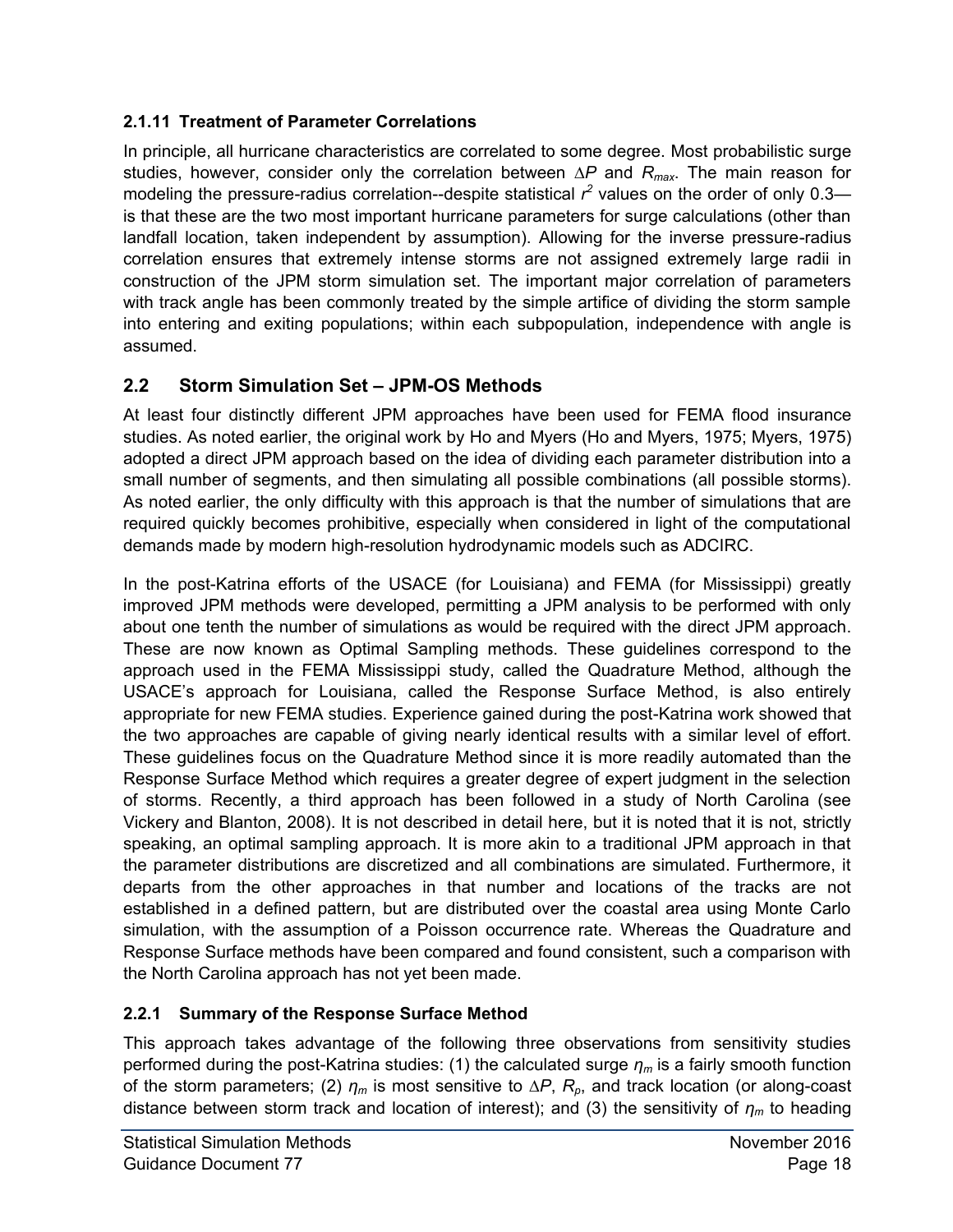### 2.1.11 Treatment of Parameter Correlations

In principle, all hurricane characteristics are correlated to some degree. Most probabilistic surge studies, however, consider only the correlation between $\Delta P$ and $R_{max}$. The main reason for modeling the pressure-radius correlation--despite statistical $r^2$ values on the order of only 0.3—is that these are the two most important hurricane parameters for surge calculations (other than landfall location, taken independent by assumption). Allowing for the inverse pressure-radius correlation ensures that extremely intense storms are not assigned extremely large radii in construction of the JPM storm simulation set. The important major correlation of parameters with track angle has been commonly treated by the simple artifice of dividing the storm sample into entering and exiting populations; within each subpopulation, independence with angle is assumed.

## 2.2 Storm Simulation Set – JPM-OS Methods

At least four distinctly different JPM approaches have been used for FEMA flood insurance studies. As noted earlier, the original work by Ho and Myers (Ho and Myers, 1975; Myers, 1975) adopted a direct JPM approach based on the idea of dividing each parameter distribution into a small number of segments, and then simulating all possible combinations (all possible storms). As noted earlier, the only difficulty with this approach is that the number of simulations that are required quickly becomes prohibitive, especially when considered in light of the computational demands made by modern high-resolution hydrodynamic models such as ADCIRC.

In the post-Katrina efforts of the USACE (for Louisiana) and FEMA (for Mississippi) greatly improved JPM methods were developed, permitting a JPM analysis to be performed with only about one tenth the number of simulations as would be required with the direct JPM approach. These are now known as Optimal Sampling methods. These guidelines correspond to the approach used in the FEMA Mississippi study, called the Quadrature Method, although the USACE's approach for Louisiana, called the Response Surface Method, is also entirely appropriate for new FEMA studies. Experience gained during the post-Katrina work showed that the two approaches are capable of giving nearly identical results with a similar level of effort. These guidelines focus on the Quadrature Method since it is more readily automated than the Response Surface Method which requires a greater degree of expert judgment in the selection of storms. Recently, a third approach has been followed in a study of North Carolina (see Vickery and Blanton, 2008). It is not described in detail here, but it is noted that it is not, strictly speaking, an optimal sampling approach. It is more akin to a traditional JPM approach in that the parameter distributions are discretized and all combinations are simulated. Furthermore, it departs from the other approaches in that number and locations of the tracks are not established in a defined pattern, but are distributed over the coastal area using Monte Carlo simulation, with the assumption of a Poisson occurrence rate. Whereas the Quadrature and Response Surface methods have been compared and found consistent, such a comparison with the North Carolina approach has not yet been made.

### 2.2.1 Summary of the Response Surface Method

This approach takes advantage of the following three observations from sensitivity studies performed during the post-Katrina studies: (1) the calculated surge $\eta_m$ is a fairly smooth function of the storm parameters; (2) $\eta_m$ is most sensitive to $\Delta P$, $R_p$, and track location (or along-coast distance between storm track and location of interest); and (3) the sensitivity of $\eta_m$ to heading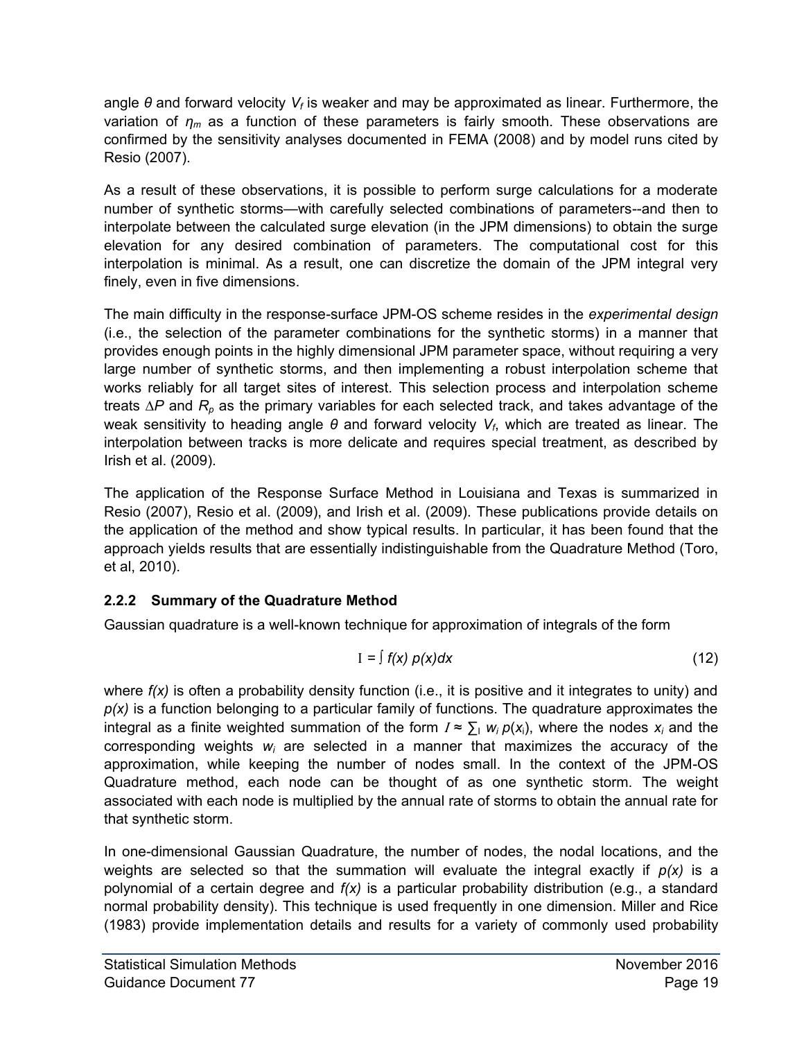angle $\theta$ and forward velocity $V_f$ is weaker and may be approximated as linear. Furthermore, the variation of $\eta_m$ as a function of these parameters is fairly smooth. These observations are confirmed by the sensitivity analyses documented in FEMA (2008) and by model runs cited by Resio (2007).

As a result of these observations, it is possible to perform surge calculations for a moderate number of synthetic storms—with carefully selected combinations of parameters--and then to interpolate between the calculated surge elevation (in the JPM dimensions) to obtain the surge elevation for any desired combination of parameters. The computational cost for this interpolation is minimal. As a result, one can discretize the domain of the JPM integral very finely, even in five dimensions.

The main difficulty in the response-surface JPM-OS scheme resides in the *experimental design* (i.e., the selection of the parameter combinations for the synthetic storms) in a manner that provides enough points in the highly dimensional JPM parameter space, without requiring a very large number of synthetic storms, and then implementing a robust interpolation scheme that works reliably for all target sites of interest. This selection process and interpolation scheme treats $\Delta P$ and $R_p$ as the primary variables for each selected track, and takes advantage of the weak sensitivity to heading angle $\theta$ and forward velocity $V_f$, which are treated as linear. The interpolation between tracks is more delicate and requires special treatment, as described by Irish et al. (2009).

The application of the Response Surface Method in Louisiana and Texas is summarized in Resio (2007), Resio et al. (2009), and Irish et al. (2009). These publications provide details on the application of the method and show typical results. In particular, it has been found that the approach yields results that are essentially indistinguishable from the Quadrature Method (Toro, et al, 2010).

### 2.2.2 Summary of the Quadrature Method

Gaussian quadrature is a well-known technique for approximation of integrals of the form

$$I = \int f(x)\, p(x) dx \tag{12}$$

where $f(x)$ is often a probability density function (i.e., it is positive and it integrates to unity) and $p(x)$ is a function belonging to a particular family of functions. The quadrature approximates the integral as a finite weighted summation of the form $I \approx \sum_i w_i\, p(x_i)$, where the nodes $x_i$ and the corresponding weights $w_i$ are selected in a manner that maximizes the accuracy of the approximation, while keeping the number of nodes small. In the context of the JPM-OS Quadrature method, each node can be thought of as one synthetic storm. The weight associated with each node is multiplied by the annual rate of storms to obtain the annual rate for that synthetic storm.

In one-dimensional Gaussian Quadrature, the number of nodes, the nodal locations, and the weights are selected so that the summation will evaluate the integral exactly if $p(x)$ is a polynomial of a certain degree and $f(x)$ is a particular probability distribution (e.g., a standard normal probability density). This technique is used frequently in one dimension. Miller and Rice (1983) provide implementation details and results for a variety of commonly used probability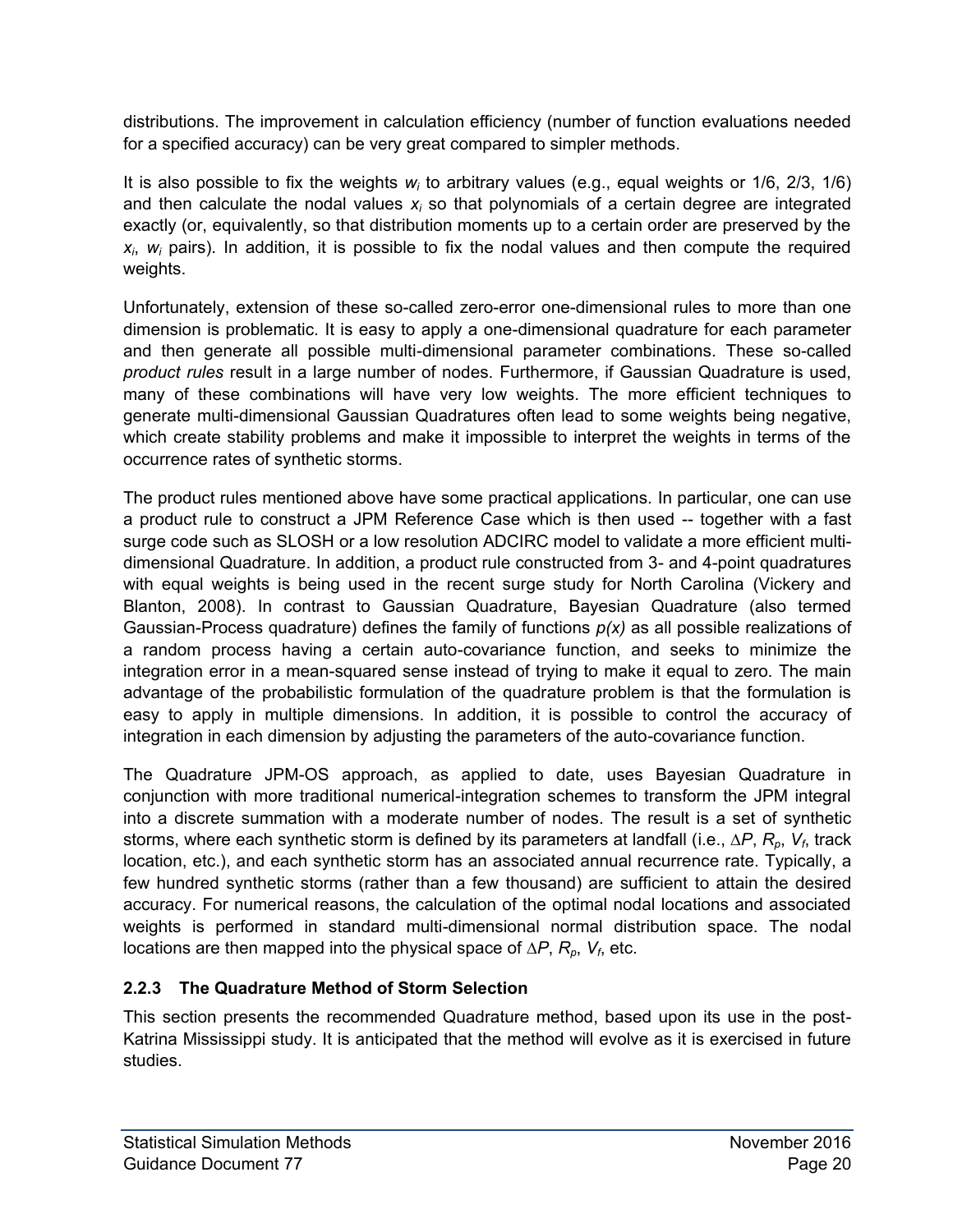distributions. The improvement in calculation efficiency (number of function evaluations needed for a specified accuracy) can be very great compared to simpler methods.

It is also possible to fix the weights $w_i$ to arbitrary values (e.g., equal weights or 1/6, 2/3, 1/6) and then calculate the nodal values $x_i$ so that polynomials of a certain degree are integrated exactly (or, equivalently, so that distribution moments up to a certain order are preserved by the $x_i$, $w_i$ pairs). In addition, it is possible to fix the nodal values and then compute the required weights.

Unfortunately, extension of these so-called zero-error one-dimensional rules to more than one dimension is problematic. It is easy to apply a one-dimensional quadrature for each parameter and then generate all possible multi-dimensional parameter combinations. These so-called *product rules* result in a large number of nodes. Furthermore, if Gaussian Quadrature is used, many of these combinations will have very low weights. The more efficient techniques to generate multi-dimensional Gaussian Quadratures often lead to some weights being negative, which create stability problems and make it impossible to interpret the weights in terms of the occurrence rates of synthetic storms.

The product rules mentioned above have some practical applications. In particular, one can use a product rule to construct a JPM Reference Case which is then used -- together with a fast surge code such as SLOSH or a low resolution ADCIRC model to validate a more efficient multi-dimensional Quadrature. In addition, a product rule constructed from 3- and 4-point quadratures with equal weights is being used in the recent surge study for North Carolina (Vickery and Blanton, 2008). In contrast to Gaussian Quadrature, Bayesian Quadrature (also termed Gaussian-Process quadrature) defines the family of functions $p(x)$ as all possible realizations of a random process having a certain auto-covariance function, and seeks to minimize the integration error in a mean-squared sense instead of trying to make it equal to zero. The main advantage of the probabilistic formulation of the quadrature problem is that the formulation is easy to apply in multiple dimensions. In addition, it is possible to control the accuracy of integration in each dimension by adjusting the parameters of the auto-covariance function.

The Quadrature JPM-OS approach, as applied to date, uses Bayesian Quadrature in conjunction with more traditional numerical-integration schemes to transform the JPM integral into a discrete summation with a moderate number of nodes. The result is a set of synthetic storms, where each synthetic storm is defined by its parameters at landfall (i.e., $\Delta P$, $R_p$, $V_f$, track location, etc.), and each synthetic storm has an associated annual recurrence rate. Typically, a few hundred synthetic storms (rather than a few thousand) are sufficient to attain the desired accuracy. For numerical reasons, the calculation of the optimal nodal locations and associated weights is performed in standard multi-dimensional normal distribution space. The nodal locations are then mapped into the physical space of $\Delta P$, $R_p$, $V_f$, etc.

### 2.2.3 The Quadrature Method of Storm Selection

This section presents the recommended Quadrature method, based upon its use in the post-Katrina Mississippi study. It is anticipated that the method will evolve as it is exercised in future studies.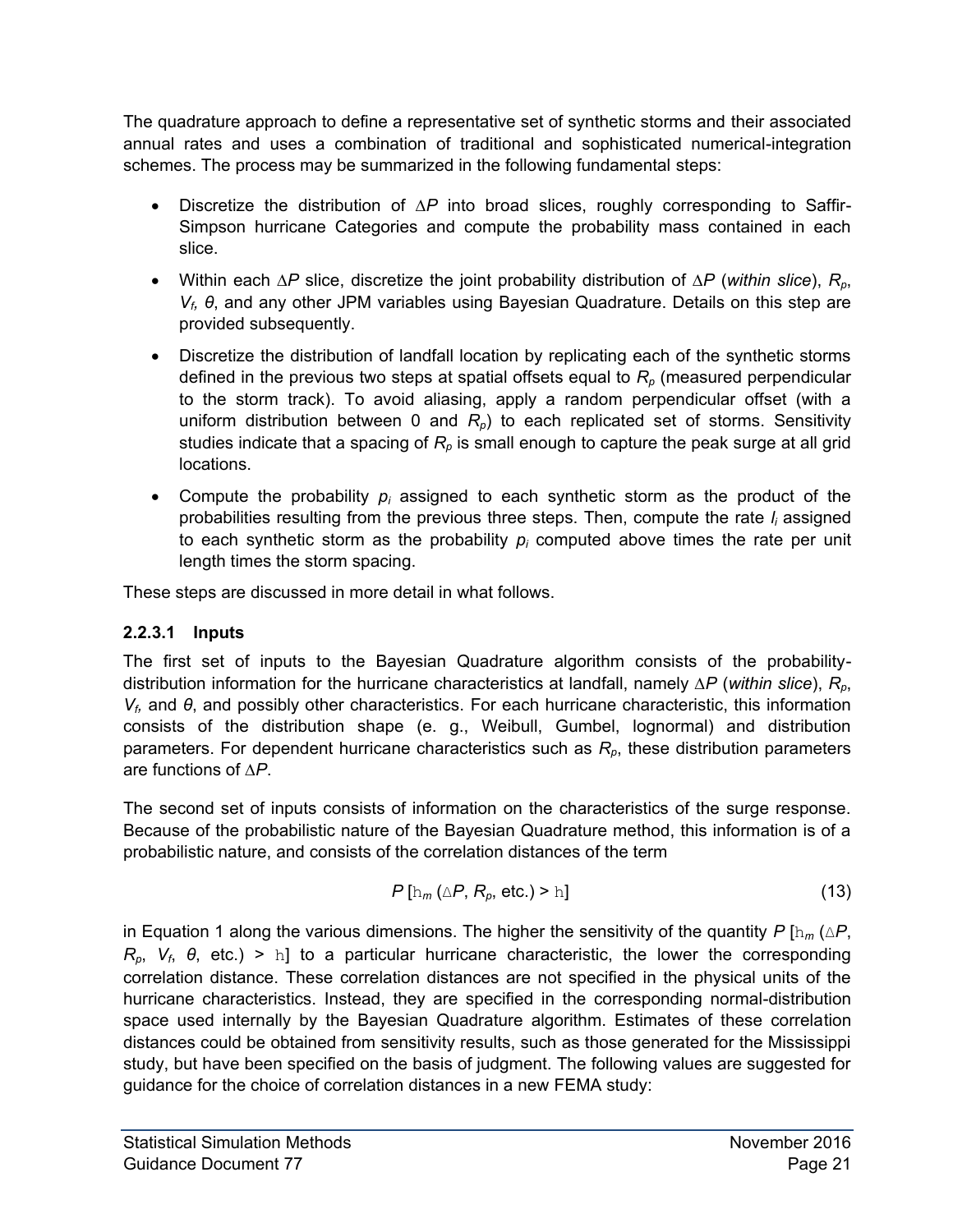The quadrature approach to define a representative set of synthetic storms and their associated annual rates and uses a combination of traditional and sophisticated numerical-integration schemes. The process may be summarized in the following fundamental steps:

- Discretize the distribution of $\Delta P$ into broad slices, roughly corresponding to Saffir-Simpson hurricane Categories and compute the probability mass contained in each slice.
- Within each $\Delta P$ slice, discretize the joint probability distribution of $\Delta P$ (*within slice*), $R_p$, $V_f$, $\theta$, and any other JPM variables using Bayesian Quadrature. Details on this step are provided subsequently.
- Discretize the distribution of landfall location by replicating each of the synthetic storms defined in the previous two steps at spatial offsets equal to $R_p$ (measured perpendicular to the storm track). To avoid aliasing, apply a random perpendicular offset (with a uniform distribution between 0 and $R_p$) to each replicated set of storms. Sensitivity studies indicate that a spacing of $R_p$ is small enough to capture the peak surge at all grid locations.
- Compute the probability $p_i$ assigned to each synthetic storm as the product of the probabilities resulting from the previous three steps. Then, compute the rate $l_i$ assigned to each synthetic storm as the probability $p_i$ computed above times the rate per unit length times the storm spacing.

These steps are discussed in more detail in what follows.

### 2.2.3.1 Inputs

The first set of inputs to the Bayesian Quadrature algorithm consists of the probability-distribution information for the hurricane characteristics at landfall, namely $\Delta P$ (*within slice*), $R_p$, $V_f$, and $\theta$, and possibly other characteristics. For each hurricane characteristic, this information consists of the distribution shape (e. g., Weibull, Gumbel, lognormal) and distribution parameters. For dependent hurricane characteristics such as $R_p$, these distribution parameters are functions of $\Delta P$.

The second set of inputs consists of information on the characteristics of the surge response. Because of the probabilistic nature of the Bayesian Quadrature method, this information is of a probabilistic nature, and consists of the correlation distances of the term

$$P\left[h_m(\Delta P, R_p, \text{etc.}) > h\right] \tag{13}$$

in Equation 1 along the various dimensions. The higher the sensitivity of the quantity $P\left[h_m(\Delta P, R_p, V_f, \theta, \text{etc.}) > h\right]$ to a particular hurricane characteristic, the lower the corresponding correlation distance. These correlation distances are not specified in the physical units of the hurricane characteristics. Instead, they are specified in the corresponding normal-distribution space used internally by the Bayesian Quadrature algorithm. Estimates of these correlation distances could be obtained from sensitivity results, such as those generated for the Mississippi study, but have been specified on the basis of judgment. The following values are suggested for guidance for the choice of correlation distances in a new FEMA study: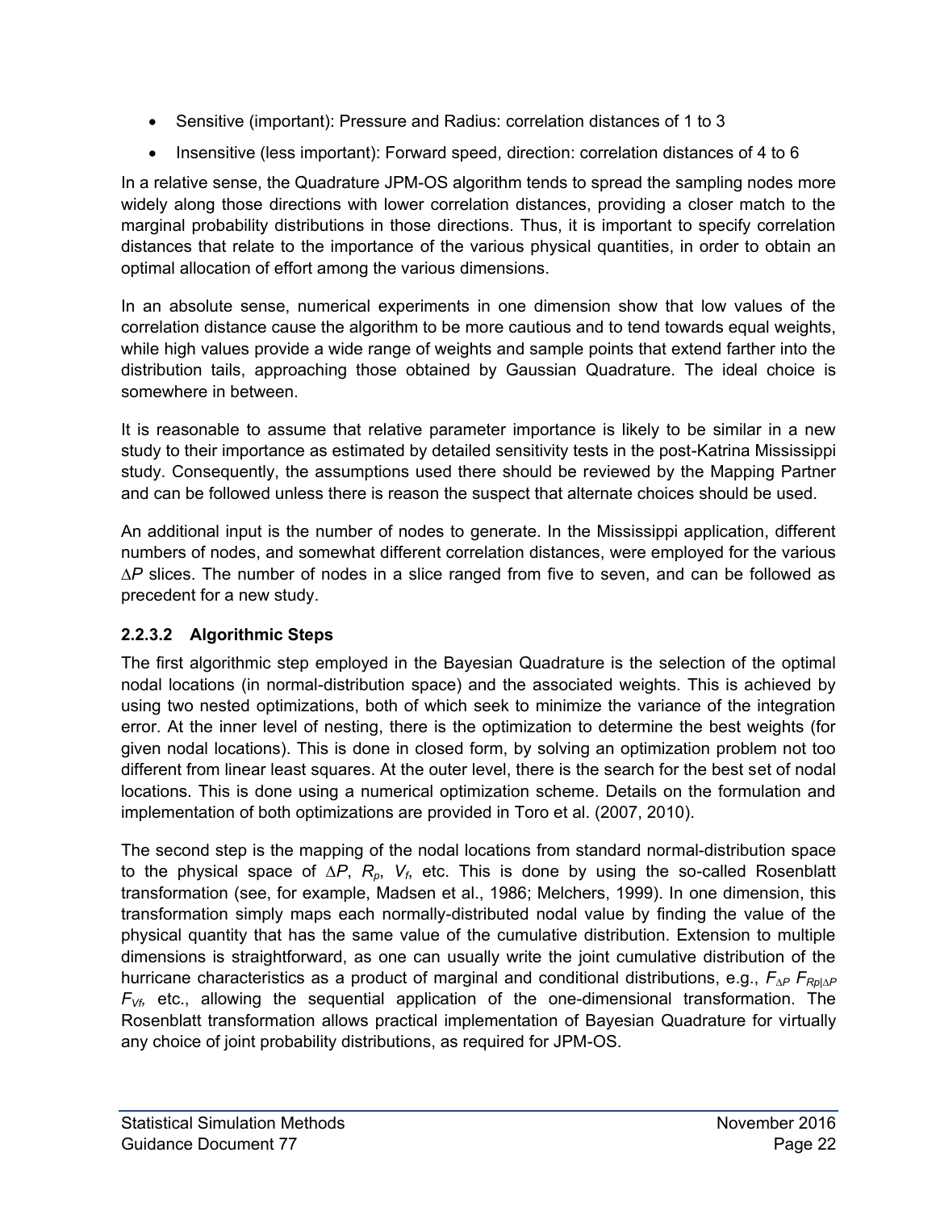- Sensitive (important): Pressure and Radius: correlation distances of 1 to 3
- Insensitive (less important): Forward speed, direction: correlation distances of 4 to 6

In a relative sense, the Quadrature JPM-OS algorithm tends to spread the sampling nodes more widely along those directions with lower correlation distances, providing a closer match to the marginal probability distributions in those directions. Thus, it is important to specify correlation distances that relate to the importance of the various physical quantities, in order to obtain an optimal allocation of effort among the various dimensions.

In an absolute sense, numerical experiments in one dimension show that low values of the correlation distance cause the algorithm to be more cautious and to tend towards equal weights, while high values provide a wide range of weights and sample points that extend farther into the distribution tails, approaching those obtained by Gaussian Quadrature. The ideal choice is somewhere in between.

It is reasonable to assume that relative parameter importance is likely to be similar in a new study to their importance as estimated by detailed sensitivity tests in the post-Katrina Mississippi study. Consequently, the assumptions used there should be reviewed by the Mapping Partner and can be followed unless there is reason the suspect that alternate choices should be used.

An additional input is the number of nodes to generate. In the Mississippi application, different numbers of nodes, and somewhat different correlation distances, were employed for the various $\Delta P$ slices. The number of nodes in a slice ranged from five to seven, and can be followed as precedent for a new study.

### 2.2.3.2 Algorithmic Steps

The first algorithmic step employed in the Bayesian Quadrature is the selection of the optimal nodal locations (in normal-distribution space) and the associated weights. This is achieved by using two nested optimizations, both of which seek to minimize the variance of the integration error. At the inner level of nesting, there is the optimization to determine the best weights (for given nodal locations). This is done in closed form, by solving an optimization problem not too different from linear least squares. At the outer level, there is the search for the best set of nodal locations. This is done using a numerical optimization scheme. Details on the formulation and implementation of both optimizations are provided in Toro et al. (2007, 2010).

The second step is the mapping of the nodal locations from standard normal-distribution space to the physical space of $\Delta P$, $R_p$, $V_f$, etc. This is done by using the so-called Rosenblatt transformation (see, for example, Madsen et al., 1986; Melchers, 1999). In one dimension, this transformation simply maps each normally-distributed nodal value by finding the value of the physical quantity that has the same value of the cumulative distribution. Extension to multiple dimensions is straightforward, as one can usually write the joint cumulative distribution of the hurricane characteristics as a product of marginal and conditional distributions, e.g., $F_{\Delta P}$ $F_{Rp|\Delta P}$ $F_{Vf}$, etc., allowing the sequential application of the one-dimensional transformation. The Rosenblatt transformation allows practical implementation of Bayesian Quadrature for virtually any choice of joint probability distributions, as required for JPM-OS.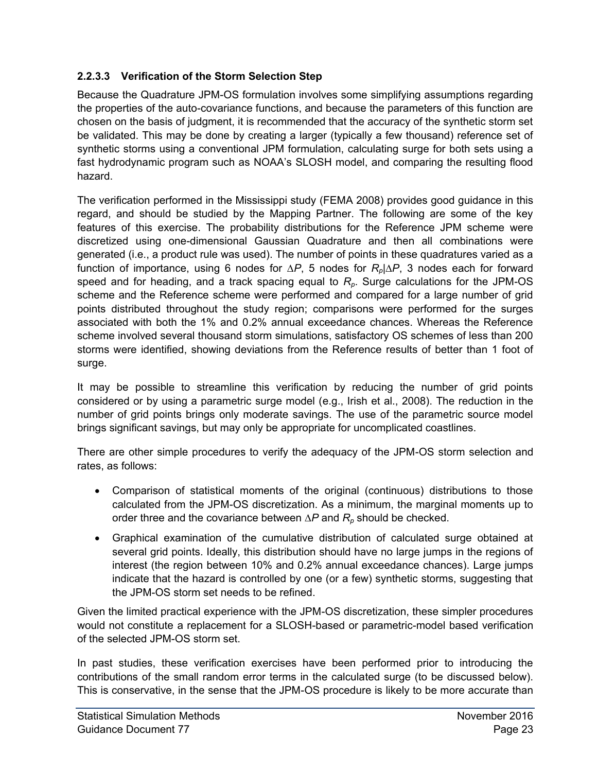#### 2.2.3.3 Verification of the Storm Selection Step

Because the Quadrature JPM-OS formulation involves some simplifying assumptions regarding the properties of the auto-covariance functions, and because the parameters of this function are chosen on the basis of judgment, it is recommended that the accuracy of the synthetic storm set be validated. This may be done by creating a larger (typically a few thousand) reference set of synthetic storms using a conventional JPM formulation, calculating surge for both sets using a fast hydrodynamic program such as NOAA's SLOSH model, and comparing the resulting flood hazard.

The verification performed in the Mississippi study (FEMA 2008) provides good guidance in this regard, and should be studied by the Mapping Partner. The following are some of the key features of this exercise. The probability distributions for the Reference JPM scheme were discretized using one-dimensional Gaussian Quadrature and then all combinations were generated (i.e., a product rule was used). The number of points in these quadratures varied as a function of importance, using 6 nodes for $\Delta P$, 5 nodes for $R_p|\Delta P$, 3 nodes each for forward speed and for heading, and a track spacing equal to $R_p$. Surge calculations for the JPM-OS scheme and the Reference scheme were performed and compared for a large number of grid points distributed throughout the study region; comparisons were performed for the surges associated with both the 1% and 0.2% annual exceedance chances. Whereas the Reference scheme involved several thousand storm simulations, satisfactory OS schemes of less than 200 storms were identified, showing deviations from the Reference results of better than 1 foot of surge.

It may be possible to streamline this verification by reducing the number of grid points considered or by using a parametric surge model (e.g., Irish et al., 2008). The reduction in the number of grid points brings only moderate savings. The use of the parametric source model brings significant savings, but may only be appropriate for uncomplicated coastlines.

There are other simple procedures to verify the adequacy of the JPM-OS storm selection and rates, as follows:

- Comparison of statistical moments of the original (continuous) distributions to those calculated from the JPM-OS discretization. As a minimum, the marginal moments up to order three and the covariance between $\Delta P$ and $R_p$ should be checked.
- Graphical examination of the cumulative distribution of calculated surge obtained at several grid points. Ideally, this distribution should have no large jumps in the regions of interest (the region between 10% and 0.2% annual exceedance chances). Large jumps indicate that the hazard is controlled by one (or a few) synthetic storms, suggesting that the JPM-OS storm set needs to be refined.

Given the limited practical experience with the JPM-OS discretization, these simpler procedures would not constitute a replacement for a SLOSH-based or parametric-model based verification of the selected JPM-OS storm set.

In past studies, these verification exercises have been performed prior to introducing the contributions of the small random error terms in the calculated surge (to be discussed below). This is conservative, in the sense that the JPM-OS procedure is likely to be more accurate than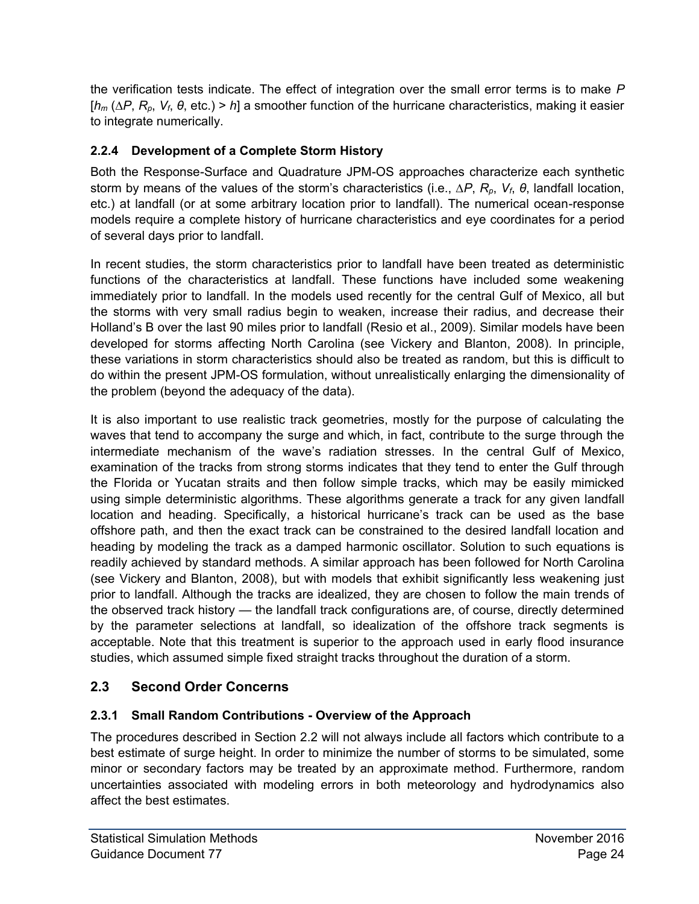the verification tests indicate. The effect of integration over the small error terms is to make $P$ [$h_m$ ($\Delta P$, $R_p$, $V_f$, $\theta$, etc.) > $h$] a smoother function of the hurricane characteristics, making it easier to integrate numerically.

### 2.2.4 Development of a Complete Storm History

Both the Response-Surface and Quadrature JPM-OS approaches characterize each synthetic storm by means of the values of the storm's characteristics (i.e., $\Delta P$, $R_p$, $V_f$, $\theta$, landfall location, etc.) at landfall (or at some arbitrary location prior to landfall). The numerical ocean-response models require a complete history of hurricane characteristics and eye coordinates for a period of several days prior to landfall.

In recent studies, the storm characteristics prior to landfall have been treated as deterministic functions of the characteristics at landfall. These functions have included some weakening immediately prior to landfall. In the models used recently for the central Gulf of Mexico, all but the storms with very small radius begin to weaken, increase their radius, and decrease their Holland's B over the last 90 miles prior to landfall (Resio et al., 2009). Similar models have been developed for storms affecting North Carolina (see Vickery and Blanton, 2008). In principle, these variations in storm characteristics should also be treated as random, but this is difficult to do within the present JPM-OS formulation, without unrealistically enlarging the dimensionality of the problem (beyond the adequacy of the data).

It is also important to use realistic track geometries, mostly for the purpose of calculating the waves that tend to accompany the surge and which, in fact, contribute to the surge through the intermediate mechanism of the wave's radiation stresses. In the central Gulf of Mexico, examination of the tracks from strong storms indicates that they tend to enter the Gulf through the Florida or Yucatan straits and then follow simple tracks, which may be easily mimicked using simple deterministic algorithms. These algorithms generate a track for any given landfall location and heading. Specifically, a historical hurricane's track can be used as the base offshore path, and then the exact track can be constrained to the desired landfall location and heading by modeling the track as a damped harmonic oscillator. Solution to such equations is readily achieved by standard methods. A similar approach has been followed for North Carolina (see Vickery and Blanton, 2008), but with models that exhibit significantly less weakening just prior to landfall. Although the tracks are idealized, they are chosen to follow the main trends of the observed track history — the landfall track configurations are, of course, directly determined by the parameter selections at landfall, so idealization of the offshore track segments is acceptable. Note that this treatment is superior to the approach used in early flood insurance studies, which assumed simple fixed straight tracks throughout the duration of a storm.

## 2.3 Second Order Concerns

### 2.3.1 Small Random Contributions - Overview of the Approach

The procedures described in Section 2.2 will not always include all factors which contribute to a best estimate of surge height. In order to minimize the number of storms to be simulated, some minor or secondary factors may be treated by an approximate method. Furthermore, random uncertainties associated with modeling errors in both meteorology and hydrodynamics also affect the best estimates.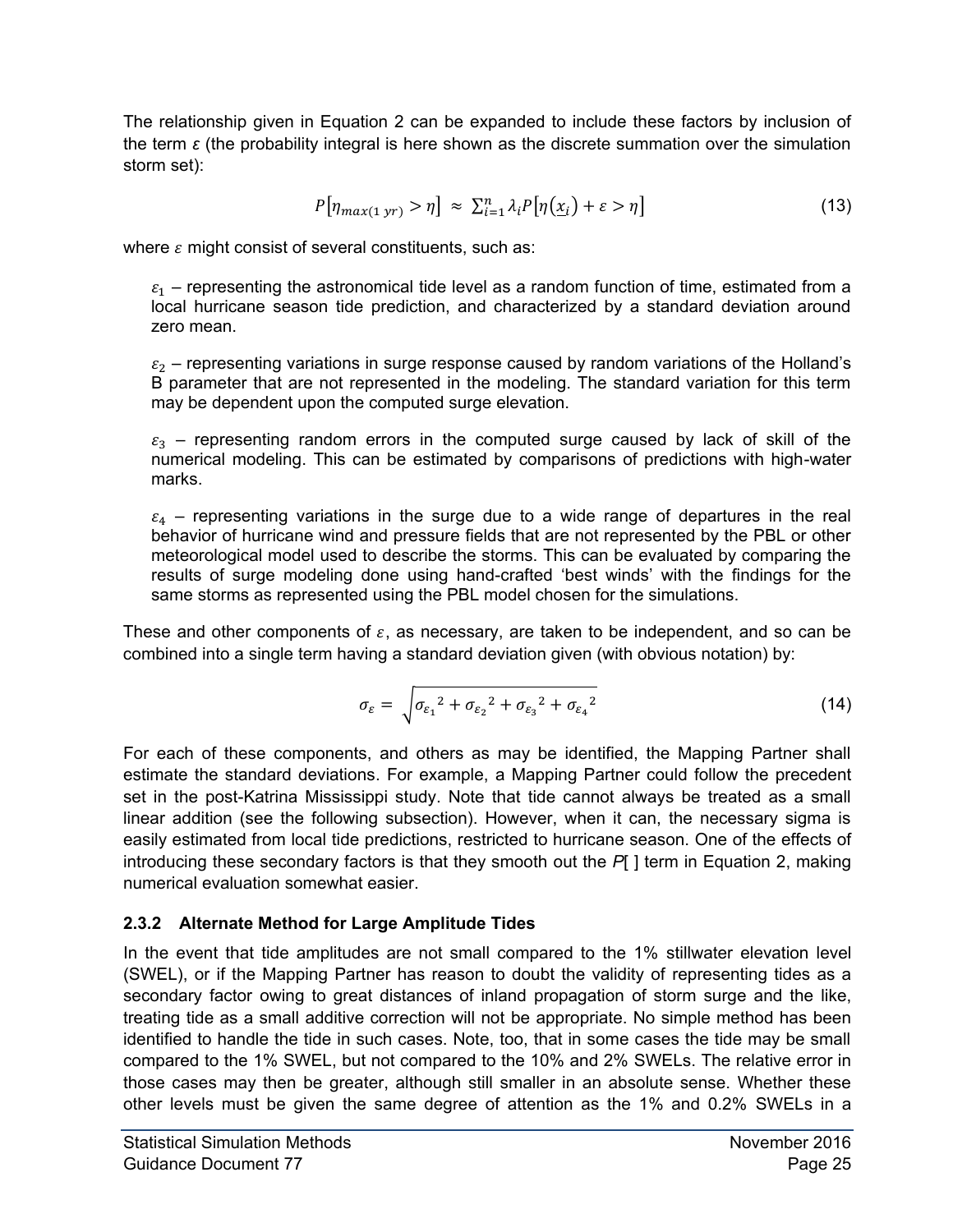The relationship given in Equation 2 can be expanded to include these factors by inclusion of the term $\varepsilon$ (the probability integral is here shown as the discrete summation over the simulation storm set):

$$P\left[\eta_{max(1\ yr)} > \eta\right] \approx \sum_{i=1}^{n} \lambda_i P\left[\eta\left(\underline{x}_i\right) + \varepsilon > \eta\right] \tag{13}$$

where $\varepsilon$ might consist of several constituents, such as:

$\varepsilon_1$ – representing the astronomical tide level as a random function of time, estimated from a local hurricane season tide prediction, and characterized by a standard deviation around zero mean.

$\varepsilon_2$ – representing variations in surge response caused by random variations of the Holland's B parameter that are not represented in the modeling. The standard variation for this term may be dependent upon the computed surge elevation.

$\varepsilon_3$ – representing random errors in the computed surge caused by lack of skill of the numerical modeling. This can be estimated by comparisons of predictions with high-water marks.

$\varepsilon_4$ – representing variations in the surge due to a wide range of departures in the real behavior of hurricane wind and pressure fields that are not represented by the PBL or other meteorological model used to describe the storms. This can be evaluated by comparing the results of surge modeling done using hand-crafted 'best winds' with the findings for the same storms as represented using the PBL model chosen for the simulations.

These and other components of $\varepsilon$, as necessary, are taken to be independent, and so can be combined into a single term having a standard deviation given (with obvious notation) by:

$$\sigma_\varepsilon = \sqrt{{\sigma_{\varepsilon_1}}^2 + {\sigma_{\varepsilon_2}}^2 + {\sigma_{\varepsilon_3}}^2 + {\sigma_{\varepsilon_4}}^2} \tag{14}$$

For each of these components, and others as may be identified, the Mapping Partner shall estimate the standard deviations. For example, a Mapping Partner could follow the precedent set in the post-Katrina Mississippi study. Note that tide cannot always be treated as a small linear addition (see the following subsection). However, when it can, the necessary sigma is easily estimated from local tide predictions, restricted to hurricane season. One of the effects of introducing these secondary factors is that they smooth out the *P*[ ] term in Equation 2, making numerical evaluation somewhat easier.

### 2.3.2 Alternate Method for Large Amplitude Tides

In the event that tide amplitudes are not small compared to the 1% stillwater elevation level (SWEL), or if the Mapping Partner has reason to doubt the validity of representing tides as a secondary factor owing to great distances of inland propagation of storm surge and the like, treating tide as a small additive correction will not be appropriate. No simple method has been identified to handle the tide in such cases. Note, too, that in some cases the tide may be small compared to the 1% SWEL, but not compared to the 10% and 2% SWELs. The relative error in those cases may then be greater, although still smaller in an absolute sense. Whether these other levels must be given the same degree of attention as the 1% and 0.2% SWELs in a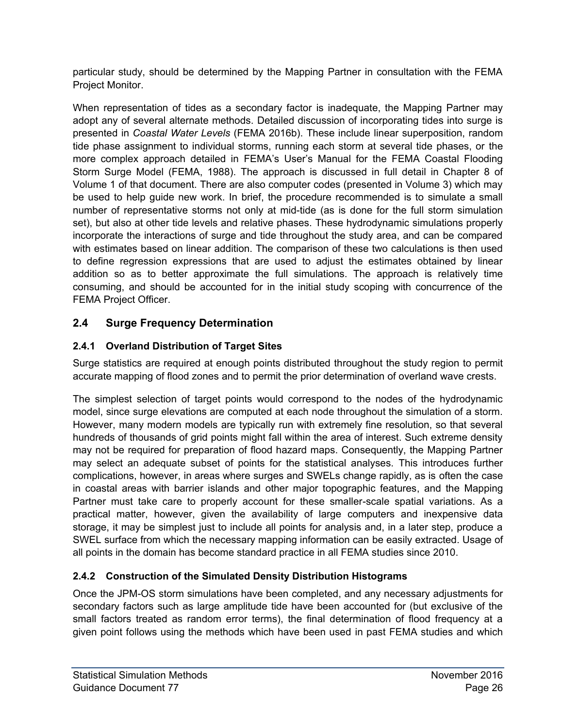particular study, should be determined by the Mapping Partner in consultation with the FEMA Project Monitor.

When representation of tides as a secondary factor is inadequate, the Mapping Partner may adopt any of several alternate methods. Detailed discussion of incorporating tides into surge is presented in *Coastal Water Levels* (FEMA 2016b). These include linear superposition, random tide phase assignment to individual storms, running each storm at several tide phases, or the more complex approach detailed in FEMA's User's Manual for the FEMA Coastal Flooding Storm Surge Model (FEMA, 1988). The approach is discussed in full detail in Chapter 8 of Volume 1 of that document. There are also computer codes (presented in Volume 3) which may be used to help guide new work. In brief, the procedure recommended is to simulate a small number of representative storms not only at mid-tide (as is done for the full storm simulation set), but also at other tide levels and relative phases. These hydrodynamic simulations properly incorporate the interactions of surge and tide throughout the study area, and can be compared with estimates based on linear addition. The comparison of these two calculations is then used to define regression expressions that are used to adjust the estimates obtained by linear addition so as to better approximate the full simulations. The approach is relatively time consuming, and should be accounted for in the initial study scoping with concurrence of the FEMA Project Officer.

## 2.4 Surge Frequency Determination

### 2.4.1 Overland Distribution of Target Sites

Surge statistics are required at enough points distributed throughout the study region to permit accurate mapping of flood zones and to permit the prior determination of overland wave crests.

The simplest selection of target points would correspond to the nodes of the hydrodynamic model, since surge elevations are computed at each node throughout the simulation of a storm. However, many modern models are typically run with extremely fine resolution, so that several hundreds of thousands of grid points might fall within the area of interest. Such extreme density may not be required for preparation of flood hazard maps. Consequently, the Mapping Partner may select an adequate subset of points for the statistical analyses. This introduces further complications, however, in areas where surges and SWELs change rapidly, as is often the case in coastal areas with barrier islands and other major topographic features, and the Mapping Partner must take care to properly account for these smaller-scale spatial variations. As a practical matter, however, given the availability of large computers and inexpensive data storage, it may be simplest just to include all points for analysis and, in a later step, produce a SWEL surface from which the necessary mapping information can be easily extracted. Usage of all points in the domain has become standard practice in all FEMA studies since 2010.

### 2.4.2 Construction of the Simulated Density Distribution Histograms

Once the JPM-OS storm simulations have been completed, and any necessary adjustments for secondary factors such as large amplitude tide have been accounted for (but exclusive of the small factors treated as random error terms), the final determination of flood frequency at a given point follows using the methods which have been used in past FEMA studies and which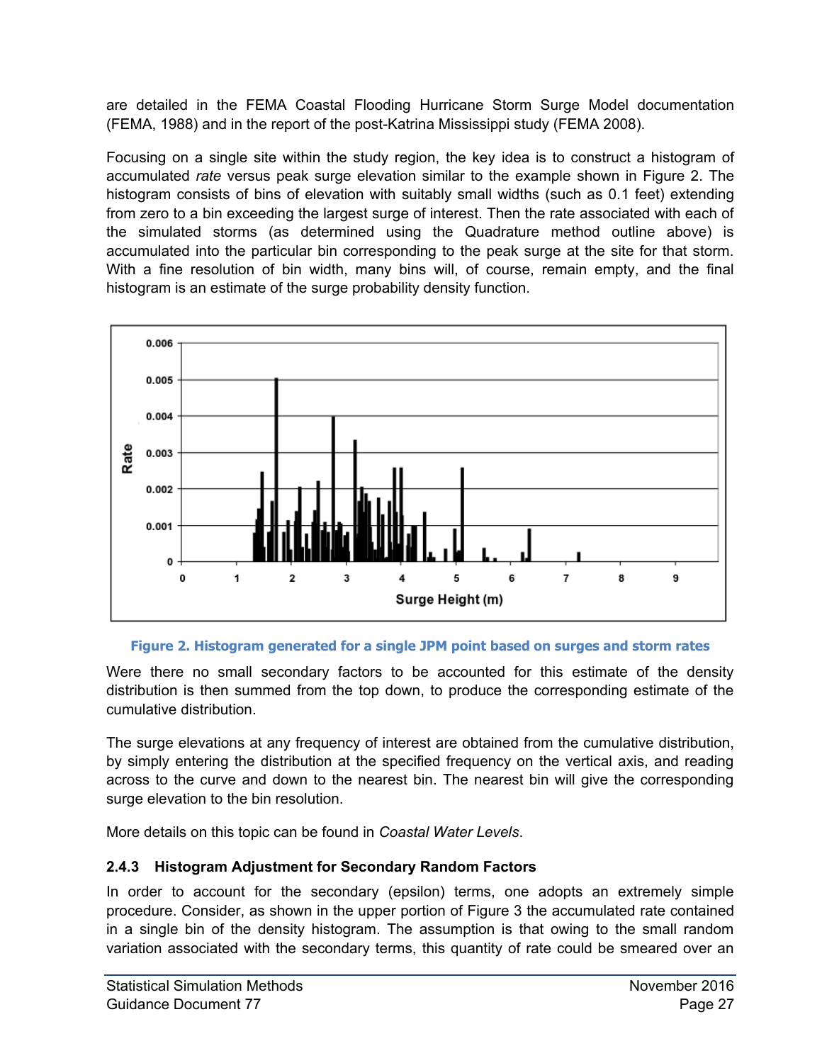are detailed in the FEMA Coastal Flooding Hurricane Storm Surge Model documentation (FEMA, 1988) and in the report of the post-Katrina Mississippi study (FEMA 2008).

Focusing on a single site within the study region, the key idea is to construct a histogram of accumulated *rate* versus peak surge elevation similar to the example shown in Figure 2. The histogram consists of bins of elevation with suitably small widths (such as 0.1 feet) extending from zero to a bin exceeding the largest surge of interest. Then the rate associated with each of the simulated storms (as determined using the Quadrature method outline above) is accumulated into the particular bin corresponding to the peak surge at the site for that storm. With a fine resolution of bin width, many bins will, of course, remain empty, and the final histogram is an estimate of the surge probability density function.

Figure 2. Histogram generated for a single JPM point based on surges and storm rates

Were there no small secondary factors to be accounted for this estimate of the density distribution is then summed from the top down, to produce the corresponding estimate of the cumulative distribution.

The surge elevations at any frequency of interest are obtained from the cumulative distribution, by simply entering the distribution at the specified frequency on the vertical axis, and reading across to the curve and down to the nearest bin. The nearest bin will give the corresponding surge elevation to the bin resolution.

More details on this topic can be found in *Coastal Water Levels*.

### 2.4.3 Histogram Adjustment for Secondary Random Factors

In order to account for the secondary (epsilon) terms, one adopts an extremely simple procedure. Consider, as shown in the upper portion of Figure 3 the accumulated rate contained in a single bin of the density histogram. The assumption is that owing to the small random variation associated with the secondary terms, this quantity of rate could be smeared over an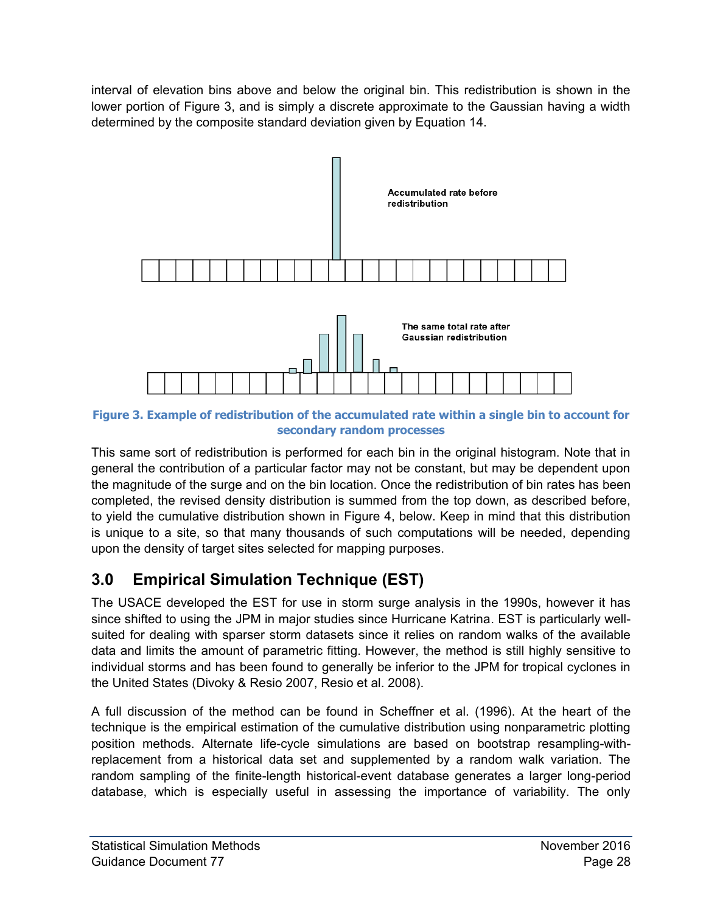interval of elevation bins above and below the original bin. This redistribution is shown in the lower portion of Figure 3, and is simply a discrete approximate to the Gaussian having a width determined by the composite standard deviation given by Equation 14.

Accumulated rate before redistribution

The same total rate after Gaussian redistribution

**Figure 3. Example of redistribution of the accumulated rate within a single bin to account for secondary random processes**

This same sort of redistribution is performed for each bin in the original histogram. Note that in general the contribution of a particular factor may not be constant, but may be dependent upon the magnitude of the surge and on the bin location. Once the redistribution of bin rates has been completed, the revised density distribution is summed from the top down, as described before, to yield the cumulative distribution shown in Figure 4, below. Keep in mind that this distribution is unique to a site, so that many thousands of such computations will be needed, depending upon the density of target sites selected for mapping purposes.

## 3.0 Empirical Simulation Technique (EST)

The USACE developed the EST for use in storm surge analysis in the 1990s, however it has since shifted to using the JPM in major studies since Hurricane Katrina. EST is particularly well-suited for dealing with sparser storm datasets since it relies on random walks of the available data and limits the amount of parametric fitting. However, the method is still highly sensitive to individual storms and has been found to generally be inferior to the JPM for tropical cyclones in the United States (Divoky & Resio 2007, Resio et al. 2008).

A full discussion of the method can be found in Scheffner et al. (1996). At the heart of the technique is the empirical estimation of the cumulative distribution using nonparametric plotting position methods. Alternate life-cycle simulations are based on bootstrap resampling-with-replacement from a historical data set and supplemented by a random walk variation. The random sampling of the finite-length historical-event database generates a larger long-period database, which is especially useful in assessing the importance of variability. The only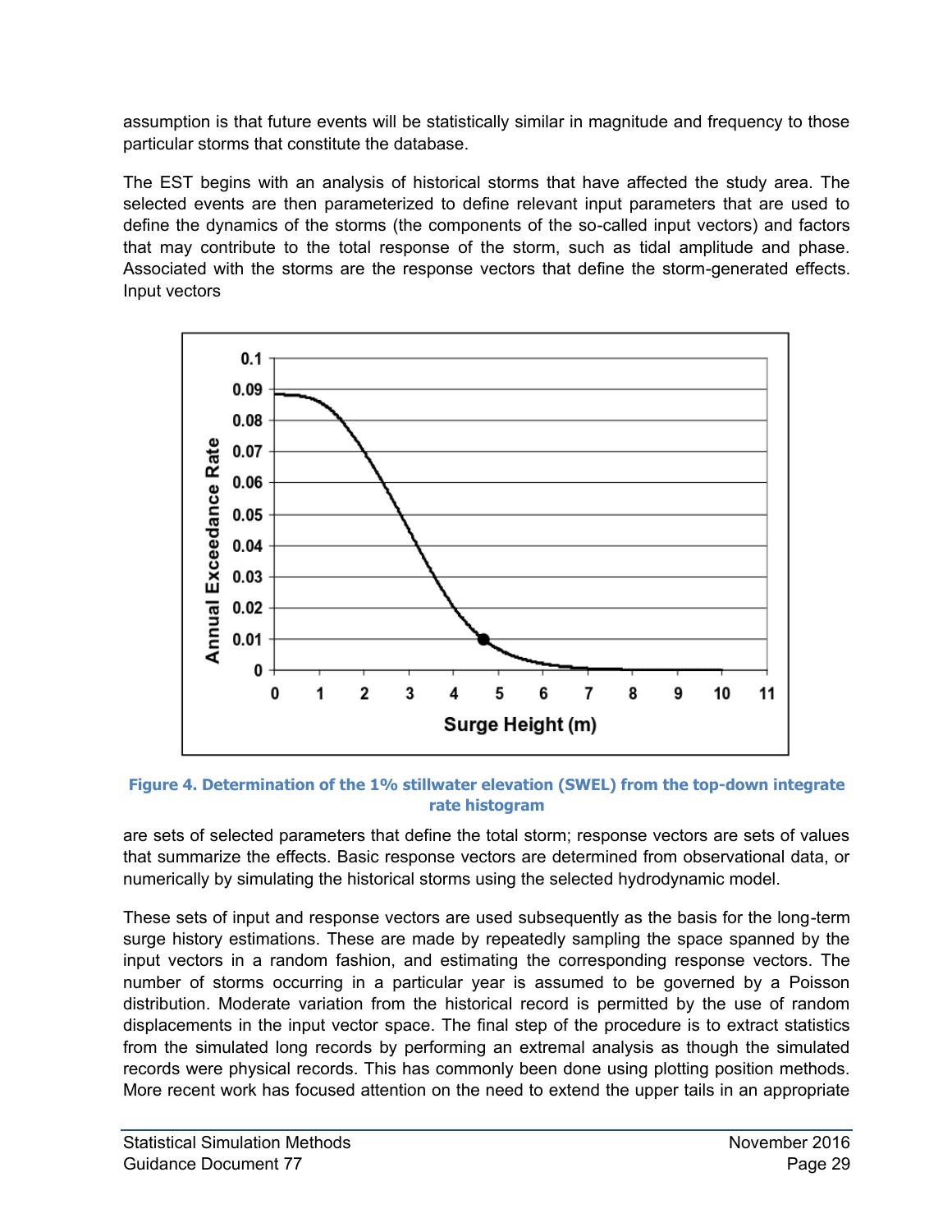assumption is that future events will be statistically similar in magnitude and frequency to those particular storms that constitute the database.

The EST begins with an analysis of historical storms that have affected the study area. The selected events are then parameterized to define relevant input parameters that are used to define the dynamics of the storms (the components of the so-called input vectors) and factors that may contribute to the total response of the storm, such as tidal amplitude and phase. Associated with the storms are the response vectors that define the storm-generated effects. Input vectors

**Figure 4. Determination of the 1% stillwater elevation (SWEL) from the top-down integrate rate histogram**

are sets of selected parameters that define the total storm; response vectors are sets of values that summarize the effects. Basic response vectors are determined from observational data, or numerically by simulating the historical storms using the selected hydrodynamic model.

These sets of input and response vectors are used subsequently as the basis for the long-term surge history estimations. These are made by repeatedly sampling the space spanned by the input vectors in a random fashion, and estimating the corresponding response vectors. The number of storms occurring in a particular year is assumed to be governed by a Poisson distribution. Moderate variation from the historical record is permitted by the use of random displacements in the input vector space. The final step of the procedure is to extract statistics from the simulated long records by performing an extremal analysis as though the simulated records were physical records. This has commonly been done using plotting position methods. More recent work has focused attention on the need to extend the upper tails in an appropriate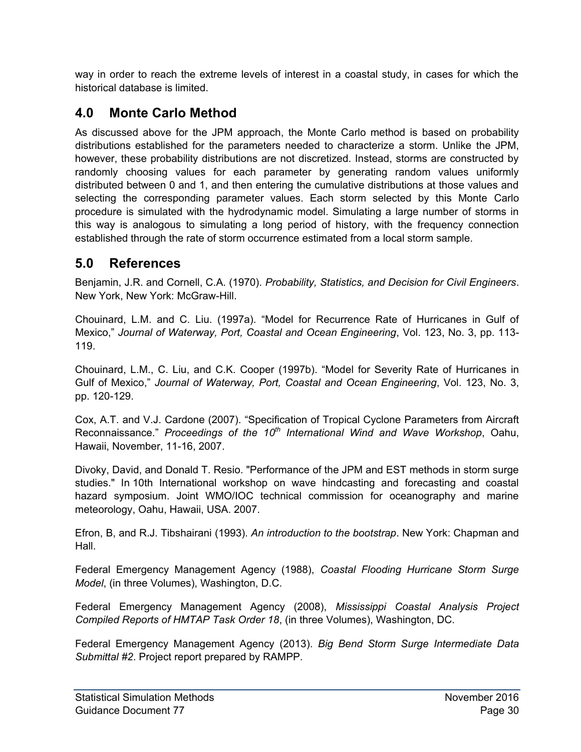way in order to reach the extreme levels of interest in a coastal study, in cases for which the historical database is limited.

## 4.0 Monte Carlo Method

As discussed above for the JPM approach, the Monte Carlo method is based on probability distributions established for the parameters needed to characterize a storm. Unlike the JPM, however, these probability distributions are not discretized. Instead, storms are constructed by randomly choosing values for each parameter by generating random values uniformly distributed between 0 and 1, and then entering the cumulative distributions at those values and selecting the corresponding parameter values. Each storm selected by this Monte Carlo procedure is simulated with the hydrodynamic model. Simulating a large number of storms in this way is analogous to simulating a long period of history, with the frequency connection established through the rate of storm occurrence estimated from a local storm sample.

## 5.0 References

Benjamin, J.R. and Cornell, C.A. (1970). *Probability, Statistics, and Decision for Civil Engineers*. New York, New York: McGraw-Hill.

Chouinard, L.M. and C. Liu. (1997a). "Model for Recurrence Rate of Hurricanes in Gulf of Mexico," *Journal of Waterway, Port, Coastal and Ocean Engineering*, Vol. 123, No. 3, pp. 113-119.

Chouinard, L.M., C. Liu, and C.K. Cooper (1997b). "Model for Severity Rate of Hurricanes in Gulf of Mexico," *Journal of Waterway, Port, Coastal and Ocean Engineering*, Vol. 123, No. 3, pp. 120-129.

Cox, A.T. and V.J. Cardone (2007). "Specification of Tropical Cyclone Parameters from Aircraft Reconnaissance." *Proceedings of the 10th International Wind and Wave Workshop*, Oahu, Hawaii, November, 11-16, 2007.

Divoky, David, and Donald T. Resio. "Performance of the JPM and EST methods in storm surge studies." In 10th International workshop on wave hindcasting and forecasting and coastal hazard symposium. Joint WMO/IOC technical commission for oceanography and marine meteorology, Oahu, Hawaii, USA. 2007.

Efron, B, and R.J. Tibshairani (1993). *An introduction to the bootstrap*. New York: Chapman and Hall.

Federal Emergency Management Agency (1988), *Coastal Flooding Hurricane Storm Surge Model*, (in three Volumes), Washington, D.C.

Federal Emergency Management Agency (2008), *Mississippi Coastal Analysis Project Compiled Reports of HMTAP Task Order 18*, (in three Volumes), Washington, DC.

Federal Emergency Management Agency (2013). *Big Bend Storm Surge Intermediate Data Submittal #2*. Project report prepared by RAMPP.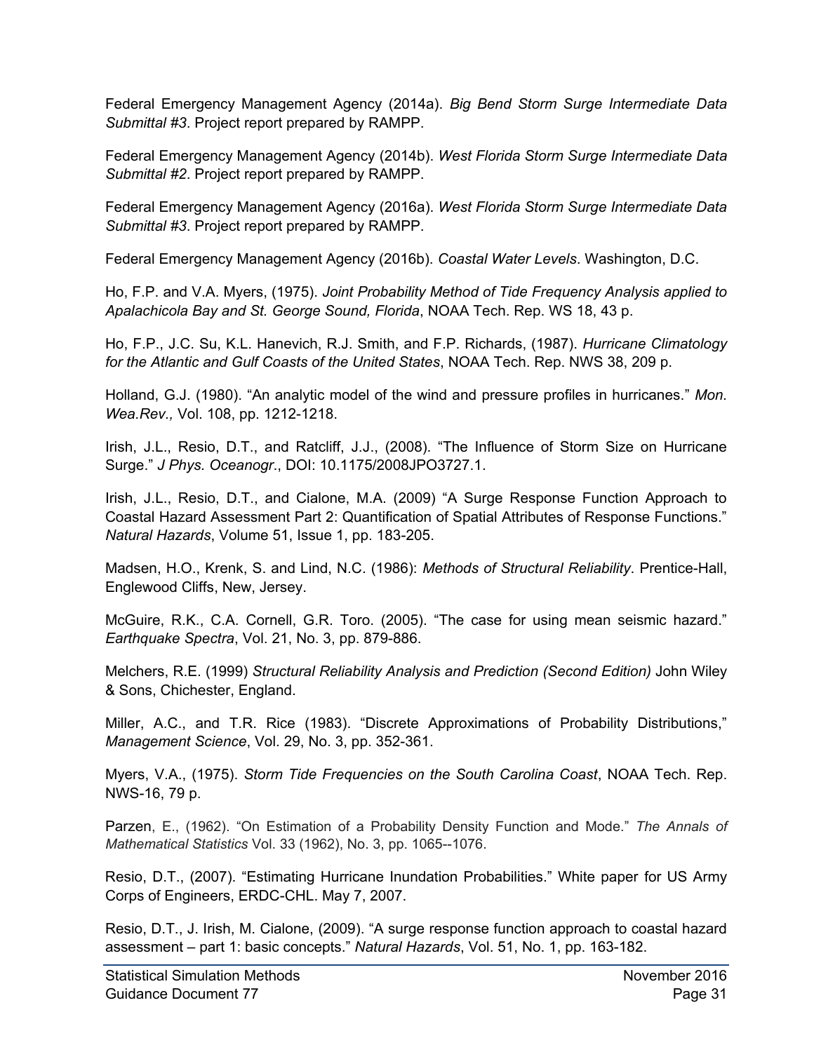Federal Emergency Management Agency (2014a). *Big Bend Storm Surge Intermediate Data Submittal #3*. Project report prepared by RAMPP.

Federal Emergency Management Agency (2014b). *West Florida Storm Surge Intermediate Data Submittal #2*. Project report prepared by RAMPP.

Federal Emergency Management Agency (2016a). *West Florida Storm Surge Intermediate Data Submittal #3*. Project report prepared by RAMPP.

Federal Emergency Management Agency (2016b). *Coastal Water Levels*. Washington, D.C.

Ho, F.P. and V.A. Myers, (1975). *Joint Probability Method of Tide Frequency Analysis applied to Apalachicola Bay and St. George Sound, Florida*, NOAA Tech. Rep. WS 18, 43 p.

Ho, F.P., J.C. Su, K.L. Hanevich, R.J. Smith, and F.P. Richards, (1987). *Hurricane Climatology for the Atlantic and Gulf Coasts of the United States*, NOAA Tech. Rep. NWS 38, 209 p.

Holland, G.J. (1980). "An analytic model of the wind and pressure profiles in hurricanes." *Mon. Wea.Rev.,* Vol. 108, pp. 1212-1218.

Irish, J.L., Resio, D.T., and Ratcliff, J.J., (2008). "The Influence of Storm Size on Hurricane Surge." *J Phys. Oceanogr*., DOI: 10.1175/2008JPO3727.1.

Irish, J.L., Resio, D.T., and Cialone, M.A. (2009) "A Surge Response Function Approach to Coastal Hazard Assessment Part 2: Quantification of Spatial Attributes of Response Functions." *Natural Hazards*, Volume 51, Issue 1, pp. 183-205.

Madsen, H.O., Krenk, S. and Lind, N.C. (1986): *Methods of Structural Reliability*. Prentice-Hall, Englewood Cliffs, New, Jersey.

McGuire, R.K., C.A. Cornell, G.R. Toro. (2005). "The case for using mean seismic hazard." *Earthquake Spectra*, Vol. 21, No. 3, pp. 879-886.

Melchers, R.E. (1999) *Structural Reliability Analysis and Prediction (Second Edition)* John Wiley & Sons, Chichester, England.

Miller, A.C., and T.R. Rice (1983). "Discrete Approximations of Probability Distributions," *Management Science*, Vol. 29, No. 3, pp. 352-361.

Myers, V.A., (1975). *Storm Tide Frequencies on the South Carolina Coast*, NOAA Tech. Rep. NWS-16, 79 p.

Parzen, E., (1962). "On Estimation of a Probability Density Function and Mode." *The Annals of Mathematical Statistics* Vol. 33 (1962), No. 3, pp. 1065--1076.

Resio, D.T., (2007). "Estimating Hurricane Inundation Probabilities." White paper for US Army Corps of Engineers, ERDC-CHL. May 7, 2007.

Resio, D.T., J. Irish, M. Cialone, (2009). "A surge response function approach to coastal hazard assessment – part 1: basic concepts." *Natural Hazards*, Vol. 51, No. 1, pp. 163-182.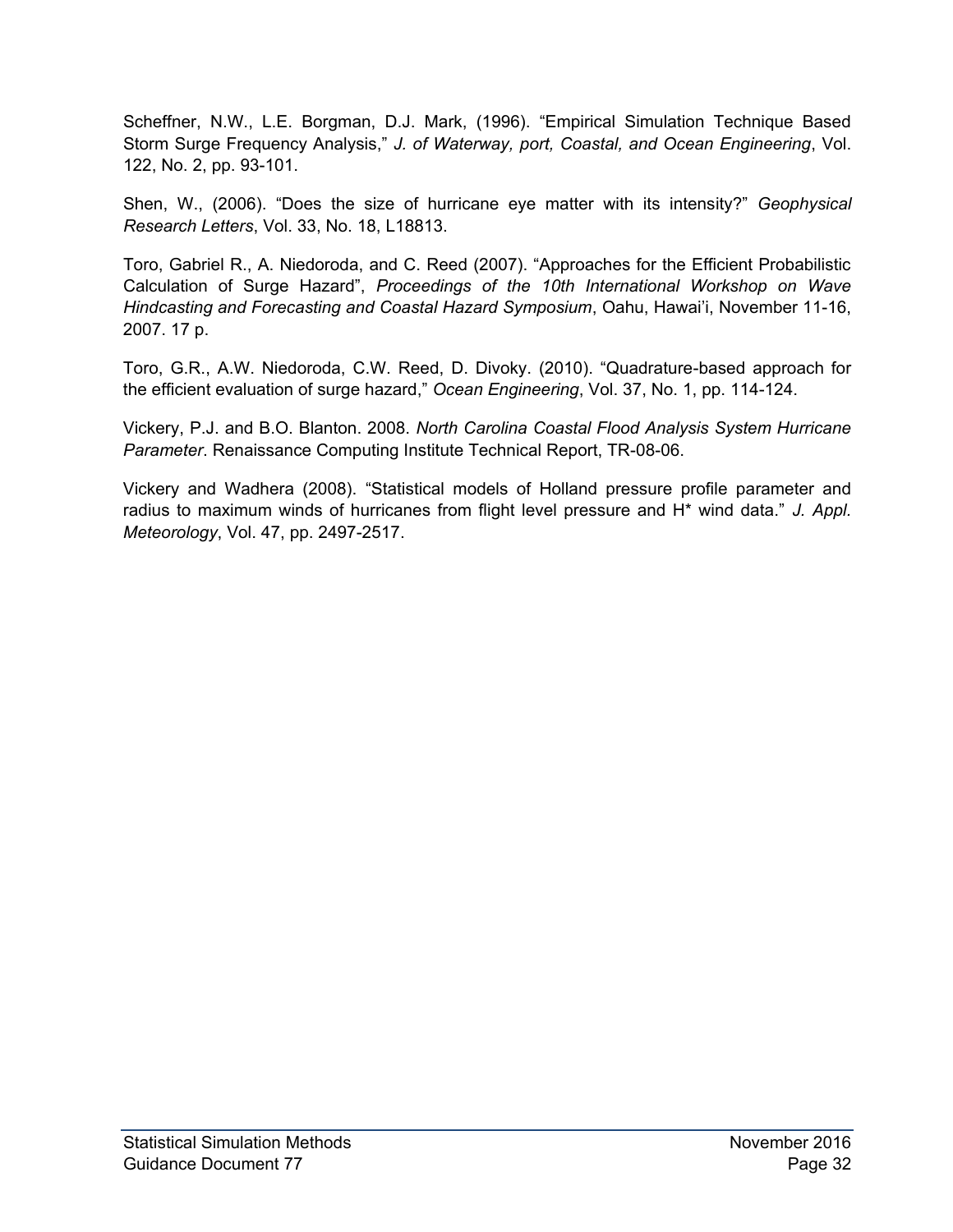Scheffner, N.W., L.E. Borgman, D.J. Mark, (1996). "Empirical Simulation Technique Based Storm Surge Frequency Analysis," *J. of Waterway, port, Coastal, and Ocean Engineering*, Vol. 122, No. 2, pp. 93-101.

Shen, W., (2006). "Does the size of hurricane eye matter with its intensity?" *Geophysical Research Letters*, Vol. 33, No. 18, L18813.

Toro, Gabriel R., A. Niedoroda, and C. Reed (2007). "Approaches for the Efficient Probabilistic Calculation of Surge Hazard", *Proceedings of the 10th International Workshop on Wave Hindcasting and Forecasting and Coastal Hazard Symposium*, Oahu, Hawai'i, November 11-16, 2007. 17 p.

Toro, G.R., A.W. Niedoroda, C.W. Reed, D. Divoky. (2010). "Quadrature-based approach for the efficient evaluation of surge hazard," *Ocean Engineering*, Vol. 37, No. 1, pp. 114-124.

Vickery, P.J. and B.O. Blanton. 2008. *North Carolina Coastal Flood Analysis System Hurricane Parameter*. Renaissance Computing Institute Technical Report, TR-08-06.

Vickery and Wadhera (2008). "Statistical models of Holland pressure profile parameter and radius to maximum winds of hurricanes from flight level pressure and H* wind data." *J. Appl. Meteorology*, Vol. 47, pp. 2497-2517.